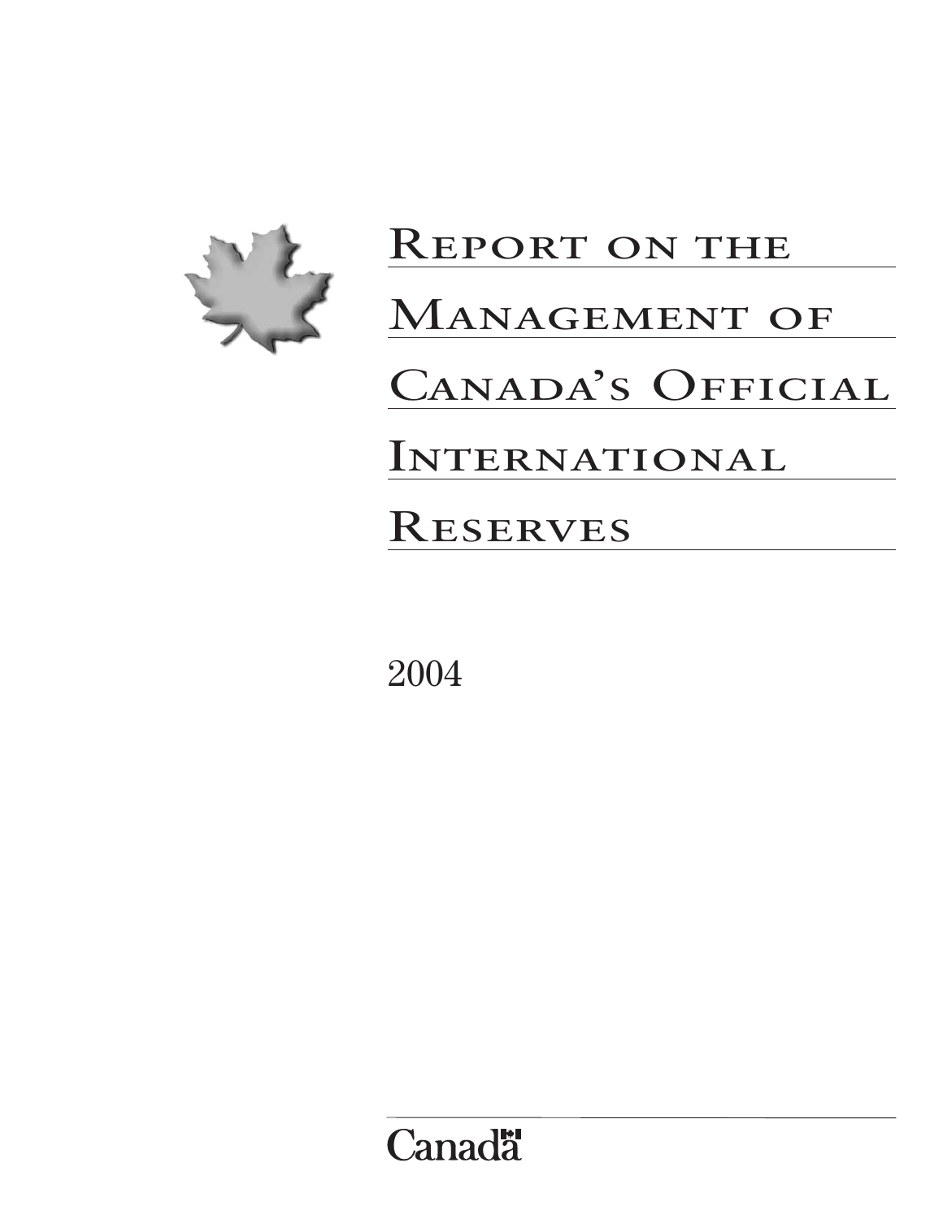# Report on the Management of Canada's Official International Reserves

2004

Canada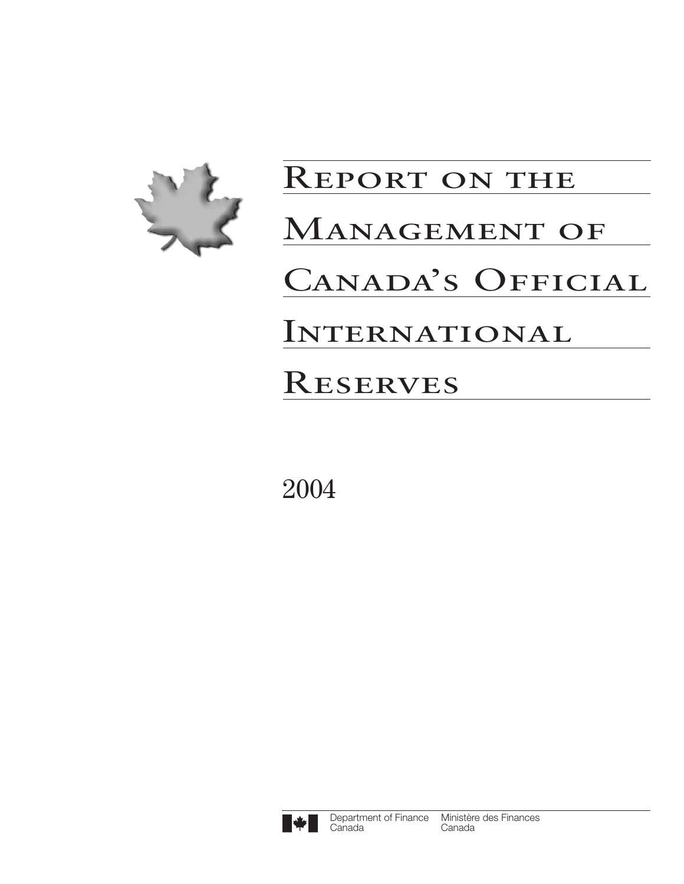# Report on the Management of Canada's Official International Reserves

2004

Department of Finance Canada    Ministère des Finances Canada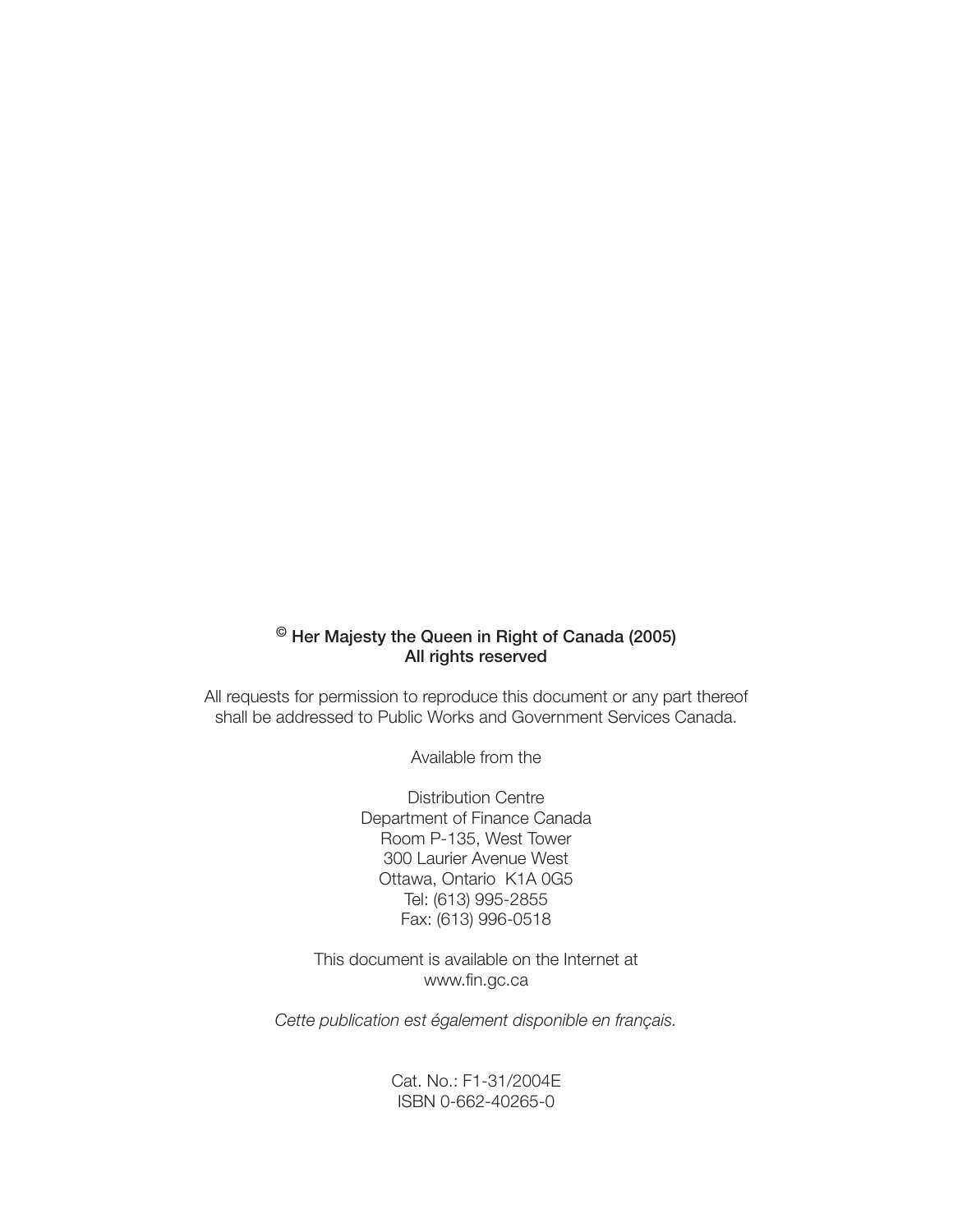**© Her Majesty the Queen in Right of Canada (2005)**
**All rights reserved**

All requests for permission to reproduce this document or any part thereof shall be addressed to Public Works and Government Services Canada.

Available from the

Distribution Centre
Department of Finance Canada
Room P-135, West Tower
300 Laurier Avenue West
Ottawa, Ontario K1A 0G5
Tel: (613) 995-2855
Fax: (613) 996-0518

This document is available on the Internet at
www.fin.gc.ca

*Cette publication est également disponible en français.*

Cat. No.: F1-31/2004E
ISBN 0-662-40265-0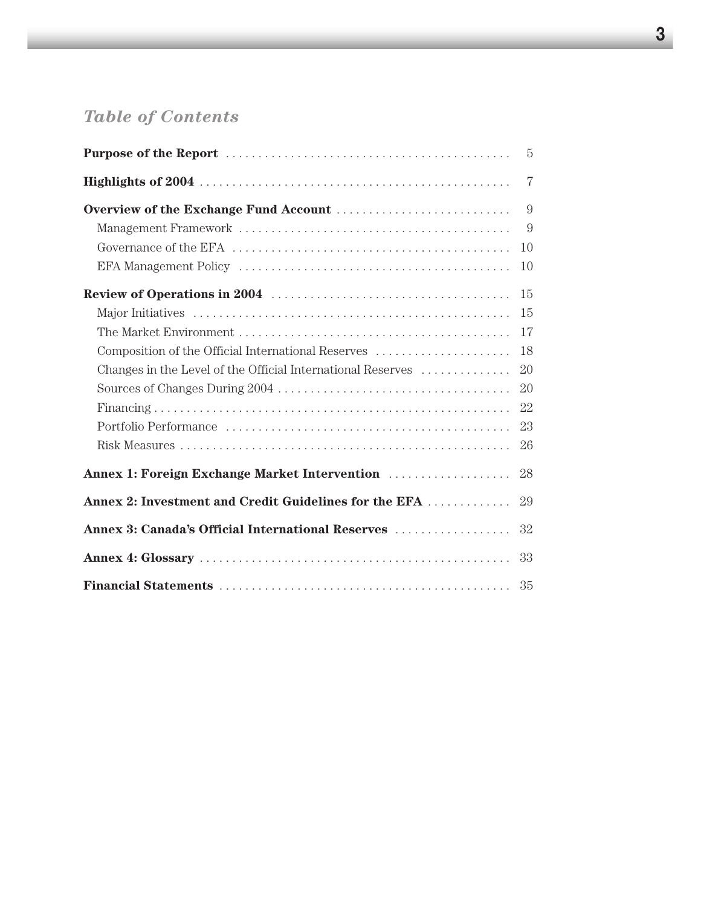# *Table of Contents*

**Purpose of the Report** . . . . . . . . . . . . . . . . . . . . . . . . . . . . . . . . . . . . . . . . . . . 5

**Highlights of 2004** . . . . . . . . . . . . . . . . . . . . . . . . . . . . . . . . . . . . . . . . . . . . . . 7

**Overview of the Exchange Fund Account** . . . . . . . . . . . . . . . . . . . . . . . . . . . 9

- Management Framework . . . . . . . . . . . . . . . . . . . . . . . . . . . . . . . . . . . . . . . . . 9
- Governance of the EFA . . . . . . . . . . . . . . . . . . . . . . . . . . . . . . . . . . . . . . . . . . 10
- EFA Management Policy . . . . . . . . . . . . . . . . . . . . . . . . . . . . . . . . . . . . . . . . . 10

**Review of Operations in 2004** . . . . . . . . . . . . . . . . . . . . . . . . . . . . . . . . . . . . 15

- Major Initiatives . . . . . . . . . . . . . . . . . . . . . . . . . . . . . . . . . . . . . . . . . . . . . . . . 15
- The Market Environment . . . . . . . . . . . . . . . . . . . . . . . . . . . . . . . . . . . . . . . . . 17
- Composition of the Official International Reserves . . . . . . . . . . . . . . . . . . . . . 18
- Changes in the Level of the Official International Reserves . . . . . . . . . . . . . . 20
- Sources of Changes During 2004 . . . . . . . . . . . . . . . . . . . . . . . . . . . . . . . . . . . 20
- Financing . . . . . . . . . . . . . . . . . . . . . . . . . . . . . . . . . . . . . . . . . . . . . . . . . . . . . 22
- Portfolio Performance . . . . . . . . . . . . . . . . . . . . . . . . . . . . . . . . . . . . . . . . . . . 23
- Risk Measures . . . . . . . . . . . . . . . . . . . . . . . . . . . . . . . . . . . . . . . . . . . . . . . . . . 26

**Annex 1: Foreign Exchange Market Intervention** . . . . . . . . . . . . . . . . . . . 28

**Annex 2: Investment and Credit Guidelines for the EFA** . . . . . . . . . . . . . 29

**Annex 3: Canada's Official International Reserves** . . . . . . . . . . . . . . . . . . 32

**Annex 4: Glossary** . . . . . . . . . . . . . . . . . . . . . . . . . . . . . . . . . . . . . . . . . . . . . . . 33

**Financial Statements** . . . . . . . . . . . . . . . . . . . . . . . . . . . . . . . . . . . . . . . . . . . . 35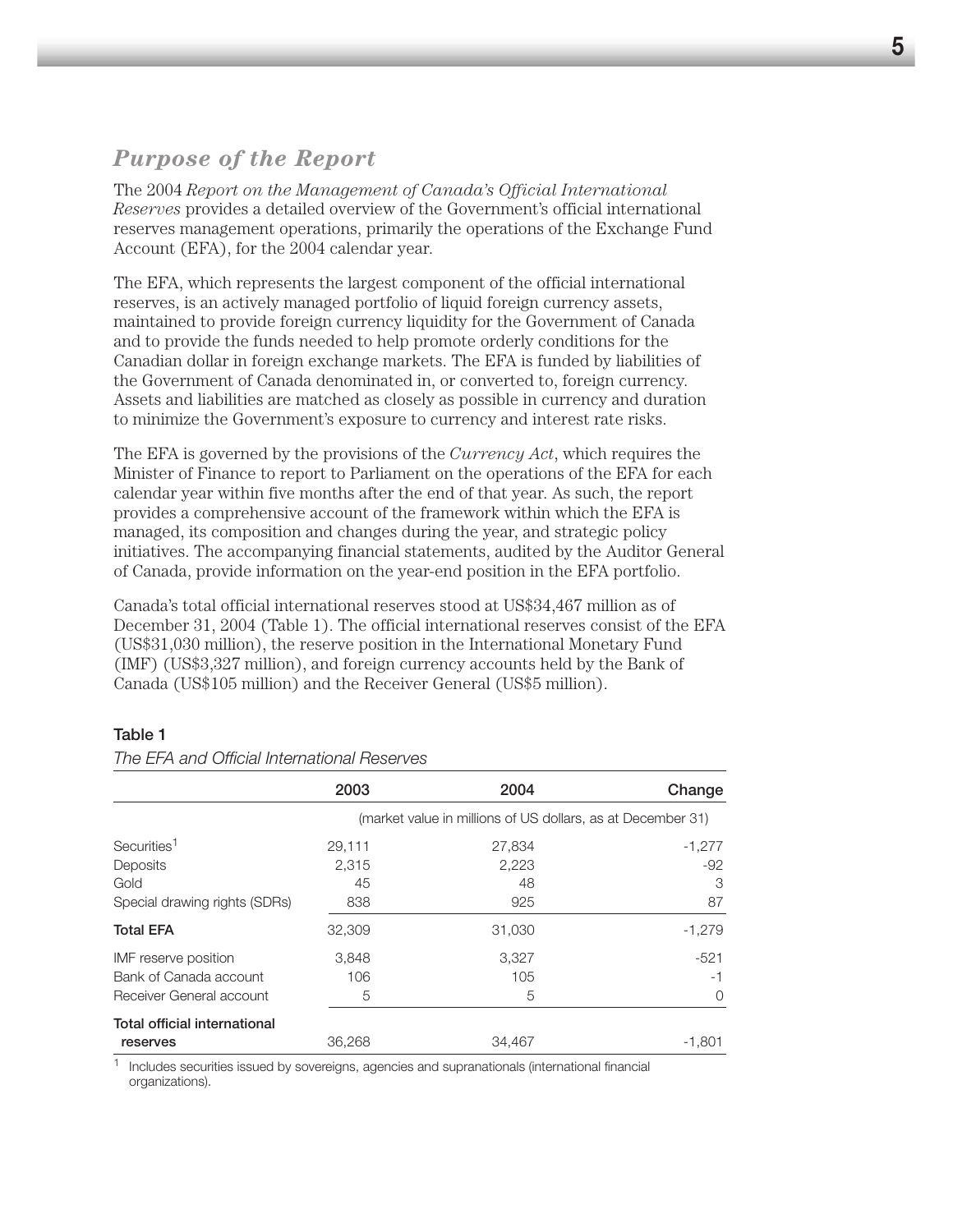## *Purpose of the Report*

The 2004 *Report on the Management of Canada's Official International Reserves* provides a detailed overview of the Government's official international reserves management operations, primarily the operations of the Exchange Fund Account (EFA), for the 2004 calendar year.

The EFA, which represents the largest component of the official international reserves, is an actively managed portfolio of liquid foreign currency assets, maintained to provide foreign currency liquidity for the Government of Canada and to provide the funds needed to help promote orderly conditions for the Canadian dollar in foreign exchange markets. The EFA is funded by liabilities of the Government of Canada denominated in, or converted to, foreign currency. Assets and liabilities are matched as closely as possible in currency and duration to minimize the Government's exposure to currency and interest rate risks.

The EFA is governed by the provisions of the *Currency Act*, which requires the Minister of Finance to report to Parliament on the operations of the EFA for each calendar year within five months after the end of that year. As such, the report provides a comprehensive account of the framework within which the EFA is managed, its composition and changes during the year, and strategic policy initiatives. The accompanying financial statements, audited by the Auditor General of Canada, provide information on the year-end position in the EFA portfolio.

Canada's total official international reserves stood at US$34,467 million as of December 31, 2004 (Table 1). The official international reserves consist of the EFA (US$31,030 million), the reserve position in the International Monetary Fund (IMF) (US$3,327 million), and foreign currency accounts held by the Bank of Canada (US$105 million) and the Receiver General (US$5 million).

**Table 1**

*The EFA and Official International Reserves*

| | 2003 | 2004 | Change |
|---|---|---|---|
| | (market value in millions of US dollars, as at December 31) | | |
| Securities[1] | 29,111 | 27,834 | -1,277 |
| Deposits | 2,315 | 2,223 | -92 |
| Gold | 45 | 48 | 3 |
| Special drawing rights (SDRs) | 838 | 925 | 87 |
| **Total EFA** | 32,309 | 31,030 | -1,279 |
| IMF reserve position | 3,848 | 3,327 | -521 |
| Bank of Canada account | 106 | 105 | -1 |
| Receiver General account | 5 | 5 | 0 |
| **Total official international reserves** | 36,268 | 34,467 | -1,801 |

[1] Includes securities issued by sovereigns, agencies and supranationals (international financial organizations).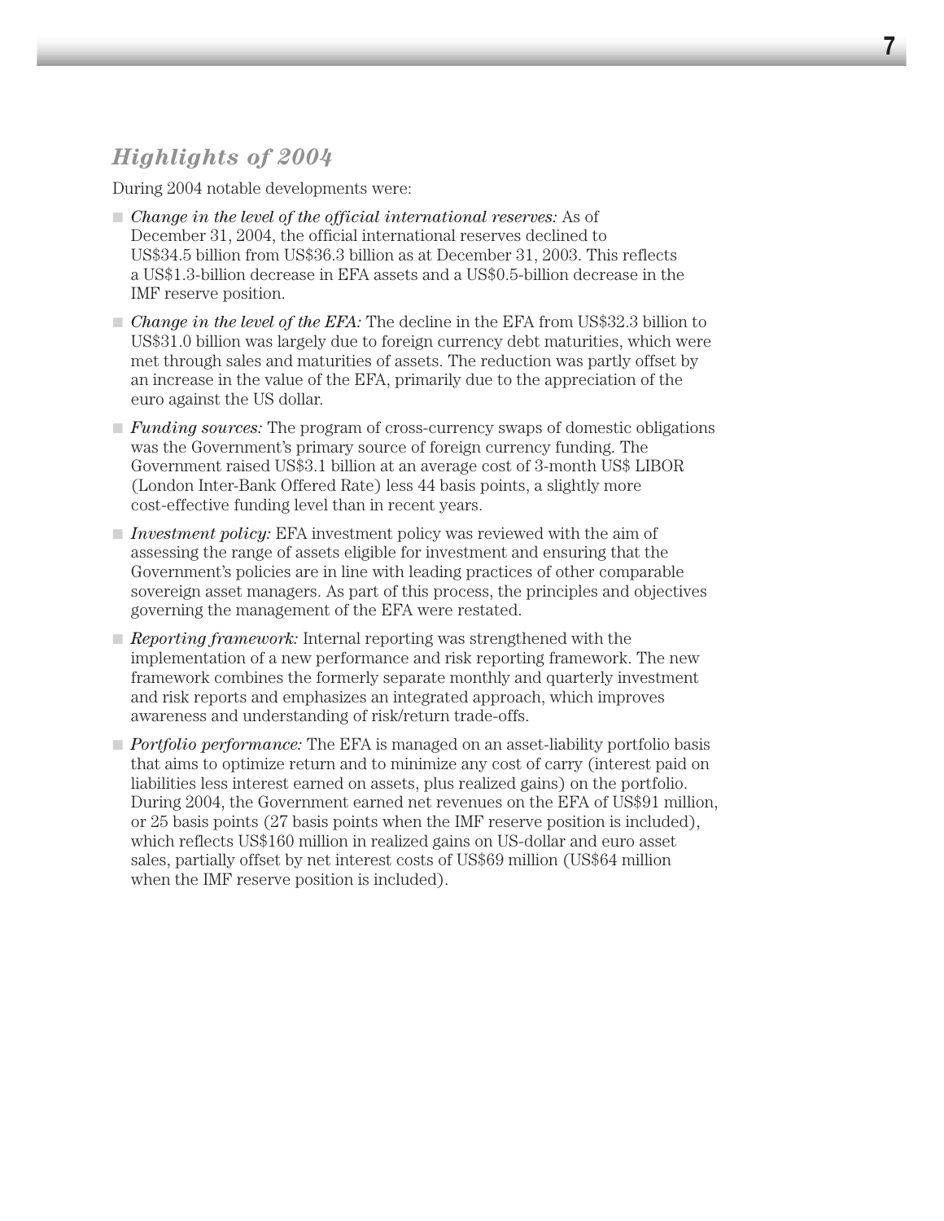## *Highlights of 2004*

During 2004 notable developments were:

- *Change in the level of the official international reserves:* As of December 31, 2004, the official international reserves declined to US$34.5 billion from US$36.3 billion as at December 31, 2003. This reflects a US$1.3-billion decrease in EFA assets and a US$0.5-billion decrease in the IMF reserve position.
- *Change in the level of the EFA:* The decline in the EFA from US$32.3 billion to US$31.0 billion was largely due to foreign currency debt maturities, which were met through sales and maturities of assets. The reduction was partly offset by an increase in the value of the EFA, primarily due to the appreciation of the euro against the US dollar.
- *Funding sources:* The program of cross-currency swaps of domestic obligations was the Government's primary source of foreign currency funding. The Government raised US$3.1 billion at an average cost of 3-month US$ LIBOR (London Inter-Bank Offered Rate) less 44 basis points, a slightly more cost-effective funding level than in recent years.
- *Investment policy:* EFA investment policy was reviewed with the aim of assessing the range of assets eligible for investment and ensuring that the Government's policies are in line with leading practices of other comparable sovereign asset managers. As part of this process, the principles and objectives governing the management of the EFA were restated.
- *Reporting framework:* Internal reporting was strengthened with the implementation of a new performance and risk reporting framework. The new framework combines the formerly separate monthly and quarterly investment and risk reports and emphasizes an integrated approach, which improves awareness and understanding of risk/return trade-offs.
- *Portfolio performance:* The EFA is managed on an asset-liability portfolio basis that aims to optimize return and to minimize any cost of carry (interest paid on liabilities less interest earned on assets, plus realized gains) on the portfolio. During 2004, the Government earned net revenues on the EFA of US$91 million, or 25 basis points (27 basis points when the IMF reserve position is included), which reflects US$160 million in realized gains on US-dollar and euro asset sales, partially offset by net interest costs of US$69 million (US$64 million when the IMF reserve position is included).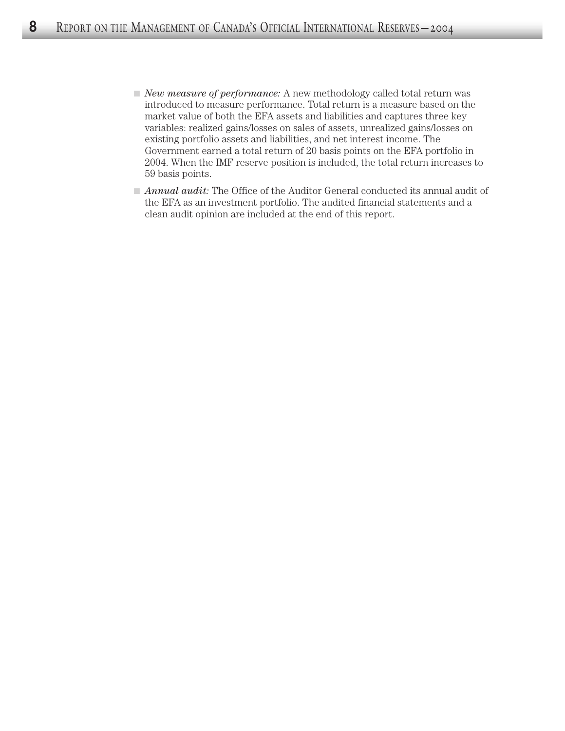- *New measure of performance:* A new methodology called total return was introduced to measure performance. Total return is a measure based on the market value of both the EFA assets and liabilities and captures three key variables: realized gains/losses on sales of assets, unrealized gains/losses on existing portfolio assets and liabilities, and net interest income. The Government earned a total return of 20 basis points on the EFA portfolio in 2004. When the IMF reserve position is included, the total return increases to 59 basis points.
- *Annual audit:* The Office of the Auditor General conducted its annual audit of the EFA as an investment portfolio. The audited financial statements and a clean audit opinion are included at the end of this report.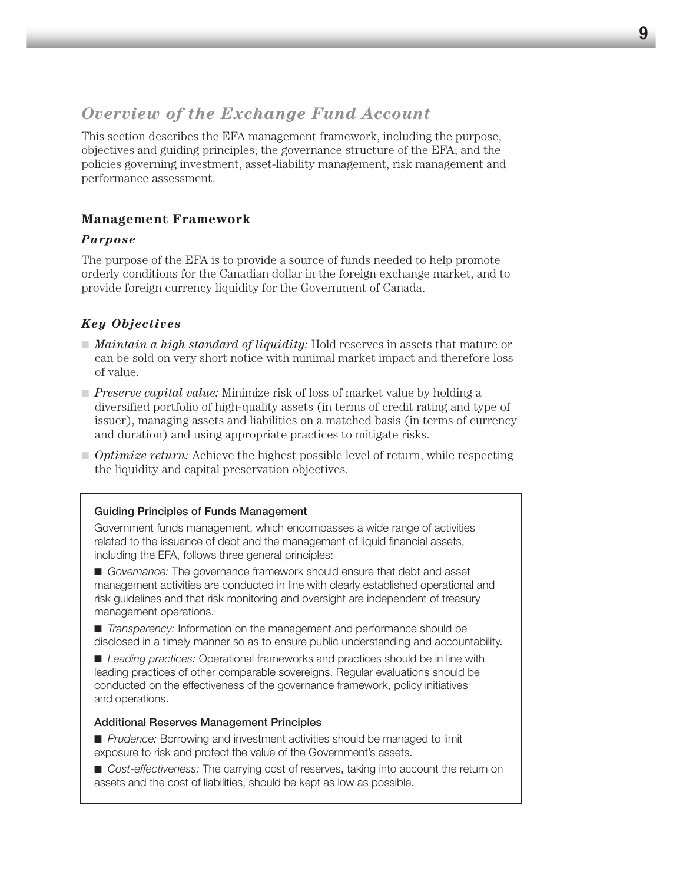## *Overview of the Exchange Fund Account*

This section describes the EFA management framework, including the purpose, objectives and guiding principles; the governance structure of the EFA; and the policies governing investment, asset-liability management, risk management and performance assessment.

### Management Framework

#### *Purpose*

The purpose of the EFA is to provide a source of funds needed to help promote orderly conditions for the Canadian dollar in the foreign exchange market, and to provide foreign currency liquidity for the Government of Canada.

#### *Key Objectives*

- *Maintain a high standard of liquidity:* Hold reserves in assets that mature or can be sold on very short notice with minimal market impact and therefore loss of value.
- *Preserve capital value:* Minimize risk of loss of market value by holding a diversified portfolio of high-quality assets (in terms of credit rating and type of issuer), managing assets and liabilities on a matched basis (in terms of currency and duration) and using appropriate practices to mitigate risks.
- *Optimize return:* Achieve the highest possible level of return, while respecting the liquidity and capital preservation objectives.

**Guiding Principles of Funds Management**

Government funds management, which encompasses a wide range of activities related to the issuance of debt and the management of liquid financial assets, including the EFA, follows three general principles:

- *Governance:* The governance framework should ensure that debt and asset management activities are conducted in line with clearly established operational and risk guidelines and that risk monitoring and oversight are independent of treasury management operations.
- *Transparency:* Information on the management and performance should be disclosed in a timely manner so as to ensure public understanding and accountability.
- *Leading practices:* Operational frameworks and practices should be in line with leading practices of other comparable sovereigns. Regular evaluations should be conducted on the effectiveness of the governance framework, policy initiatives and operations.

**Additional Reserves Management Principles**

- *Prudence:* Borrowing and investment activities should be managed to limit exposure to risk and protect the value of the Government's assets.
- *Cost-effectiveness:* The carrying cost of reserves, taking into account the return on assets and the cost of liabilities, should be kept as low as possible.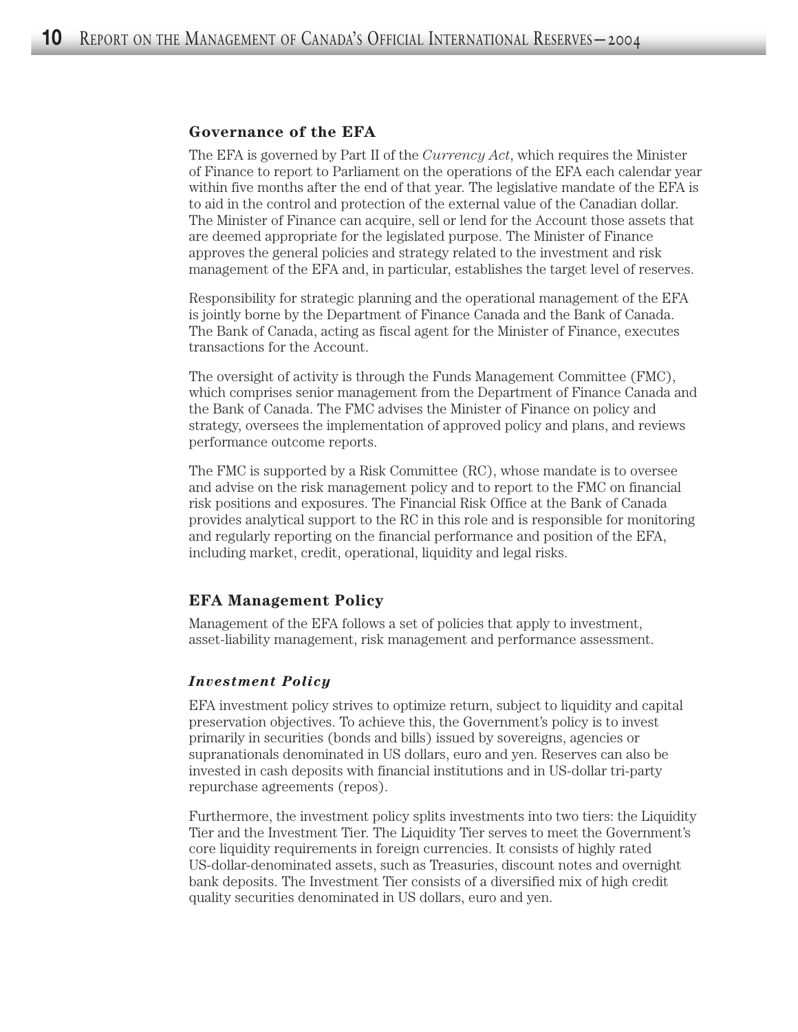## Governance of the EFA

The EFA is governed by Part II of the *Currency Act*, which requires the Minister of Finance to report to Parliament on the operations of the EFA each calendar year within five months after the end of that year. The legislative mandate of the EFA is to aid in the control and protection of the external value of the Canadian dollar. The Minister of Finance can acquire, sell or lend for the Account those assets that are deemed appropriate for the legislated purpose. The Minister of Finance approves the general policies and strategy related to the investment and risk management of the EFA and, in particular, establishes the target level of reserves.

Responsibility for strategic planning and the operational management of the EFA is jointly borne by the Department of Finance Canada and the Bank of Canada. The Bank of Canada, acting as fiscal agent for the Minister of Finance, executes transactions for the Account.

The oversight of activity is through the Funds Management Committee (FMC), which comprises senior management from the Department of Finance Canada and the Bank of Canada. The FMC advises the Minister of Finance on policy and strategy, oversees the implementation of approved policy and plans, and reviews performance outcome reports.

The FMC is supported by a Risk Committee (RC), whose mandate is to oversee and advise on the risk management policy and to report to the FMC on financial risk positions and exposures. The Financial Risk Office at the Bank of Canada provides analytical support to the RC in this role and is responsible for monitoring and regularly reporting on the financial performance and position of the EFA, including market, credit, operational, liquidity and legal risks.

## EFA Management Policy

Management of the EFA follows a set of policies that apply to investment, asset-liability management, risk management and performance assessment.

### *Investment Policy*

EFA investment policy strives to optimize return, subject to liquidity and capital preservation objectives. To achieve this, the Government's policy is to invest primarily in securities (bonds and bills) issued by sovereigns, agencies or supranationals denominated in US dollars, euro and yen. Reserves can also be invested in cash deposits with financial institutions and in US-dollar tri-party repurchase agreements (repos).

Furthermore, the investment policy splits investments into two tiers: the Liquidity Tier and the Investment Tier. The Liquidity Tier serves to meet the Government's core liquidity requirements in foreign currencies. It consists of highly rated US-dollar-denominated assets, such as Treasuries, discount notes and overnight bank deposits. The Investment Tier consists of a diversified mix of high credit quality securities denominated in US dollars, euro and yen.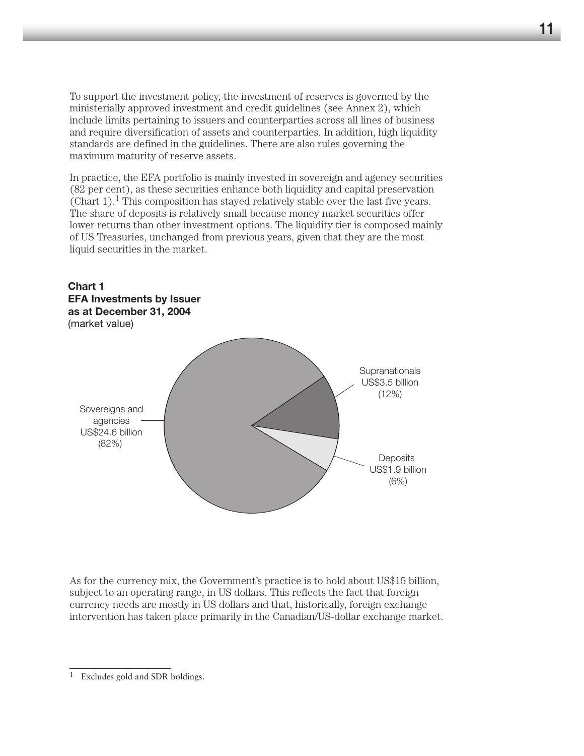To support the investment policy, the investment of reserves is governed by the ministerially approved investment and credit guidelines (see Annex 2), which include limits pertaining to issuers and counterparties across all lines of business and require diversification of assets and counterparties. In addition, high liquidity standards are defined in the guidelines. There are also rules governing the maximum maturity of reserve assets.

In practice, the EFA portfolio is mainly invested in sovereign and agency securities (82 per cent), as these securities enhance both liquidity and capital preservation (Chart 1).[1] This composition has stayed relatively stable over the last five years. The share of deposits is relatively small because money market securities offer lower returns than other investment options. The liquidity tier is composed mainly of US Treasuries, unchanged from previous years, given that they are the most liquid securities in the market.

**Chart 1**
**EFA Investments by Issuer**
**as at December 31, 2004**
(market value)

Sovereigns and agencies US$24.6 billion (82%)

Supranationals US$3.5 billion (12%)

Deposits US$1.9 billion (6%)

As for the currency mix, the Government's practice is to hold about US$15 billion, subject to an operating range, in US dollars. This reflects the fact that foreign currency needs are mostly in US dollars and that, historically, foreign exchange intervention has taken place primarily in the Canadian/US-dollar exchange market.

---

[1] Excludes gold and SDR holdings.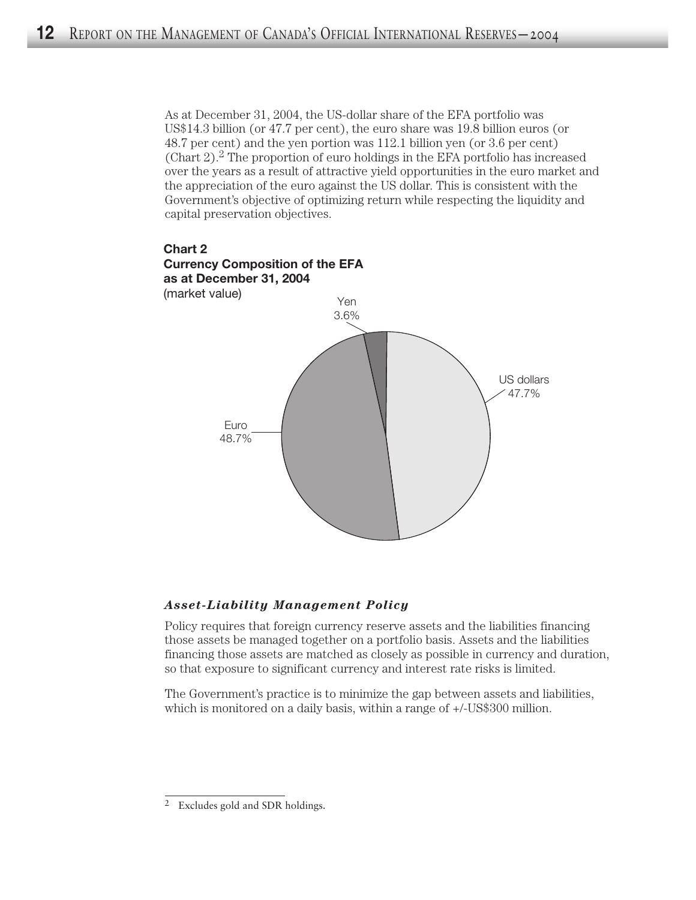As at December 31, 2004, the US-dollar share of the EFA portfolio was US$14.3 billion (or 47.7 per cent), the euro share was 19.8 billion euros (or 48.7 per cent) and the yen portion was 112.1 billion yen (or 3.6 per cent) (Chart 2).[2] The proportion of euro holdings in the EFA portfolio has increased over the years as a result of attractive yield opportunities in the euro market and the appreciation of the euro against the US dollar. This is consistent with the Government's objective of optimizing return while respecting the liquidity and capital preservation objectives.

**Chart 2**
**Currency Composition of the EFA as at December 31, 2004**
(market value)

Yen 3.6%

US dollars 47.7%

Euro 48.7%

### *Asset-Liability Management Policy*

Policy requires that foreign currency reserve assets and the liabilities financing those assets be managed together on a portfolio basis. Assets and the liabilities financing those assets are matched as closely as possible in currency and duration, so that exposure to significant currency and interest rate risks is limited.

The Government's practice is to minimize the gap between assets and liabilities, which is monitored on a daily basis, within a range of +/-US$300 million.

[2] Excludes gold and SDR holdings.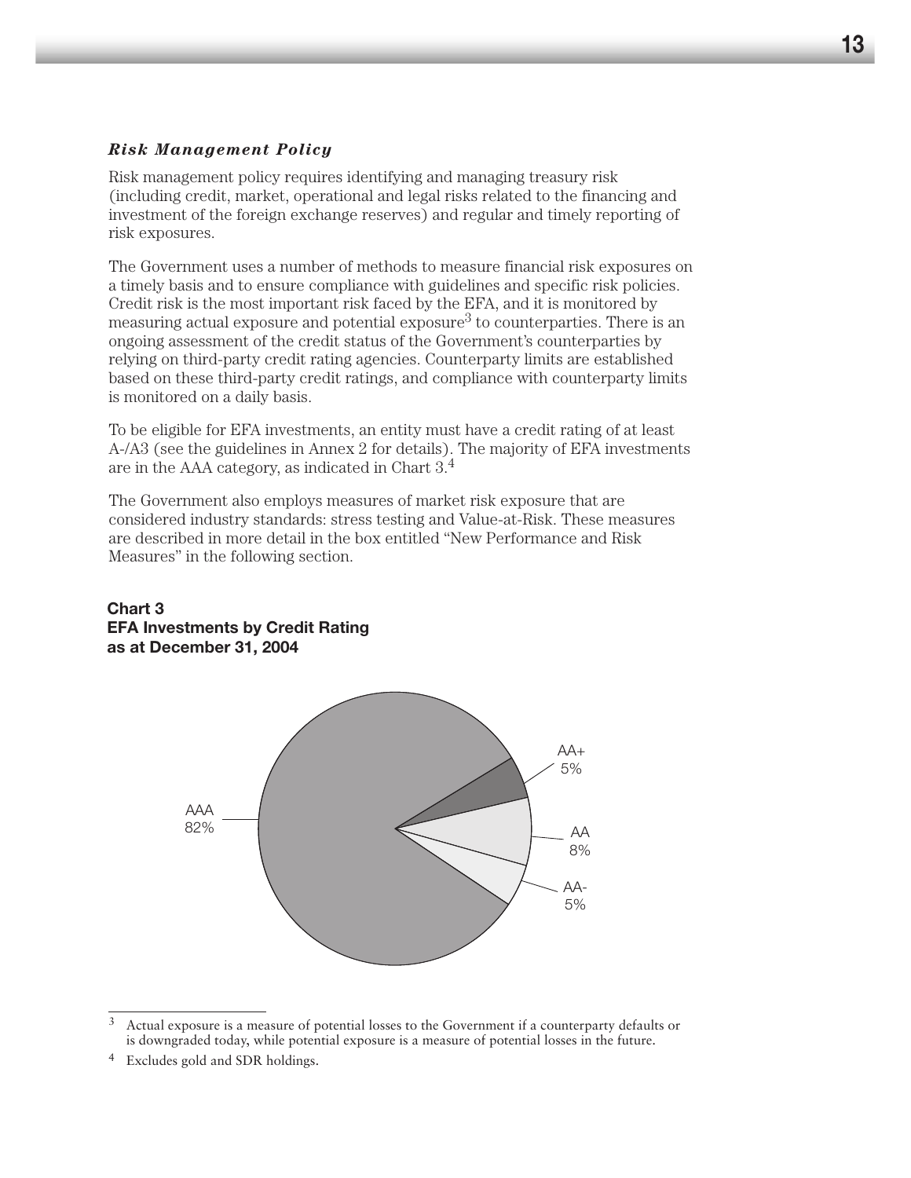### *Risk Management Policy*

Risk management policy requires identifying and managing treasury risk (including credit, market, operational and legal risks related to the financing and investment of the foreign exchange reserves) and regular and timely reporting of risk exposures.

The Government uses a number of methods to measure financial risk exposures on a timely basis and to ensure compliance with guidelines and specific risk policies. Credit risk is the most important risk faced by the EFA, and it is monitored by measuring actual exposure and potential exposure[3] to counterparties. There is an ongoing assessment of the credit status of the Government's counterparties by relying on third-party credit rating agencies. Counterparty limits are established based on these third-party credit ratings, and compliance with counterparty limits is monitored on a daily basis.

To be eligible for EFA investments, an entity must have a credit rating of at least A-/A3 (see the guidelines in Annex 2 for details). The majority of EFA investments are in the AAA category, as indicated in Chart 3.[4]

The Government also employs measures of market risk exposure that are considered industry standards: stress testing and Value-at-Risk. These measures are described in more detail in the box entitled "New Performance and Risk Measures" in the following section.

**Chart 3**
**EFA Investments by Credit Rating as at December 31, 2004**

| Rating | Share |
|---|---|
| AAA | 82% |
| AA+ | 5% |
| AA | 8% |
| AA- | 5% |

---

[3] Actual exposure is a measure of potential losses to the Government if a counterparty defaults or is downgraded today, while potential exposure is a measure of potential losses in the future.

[4] Excludes gold and SDR holdings.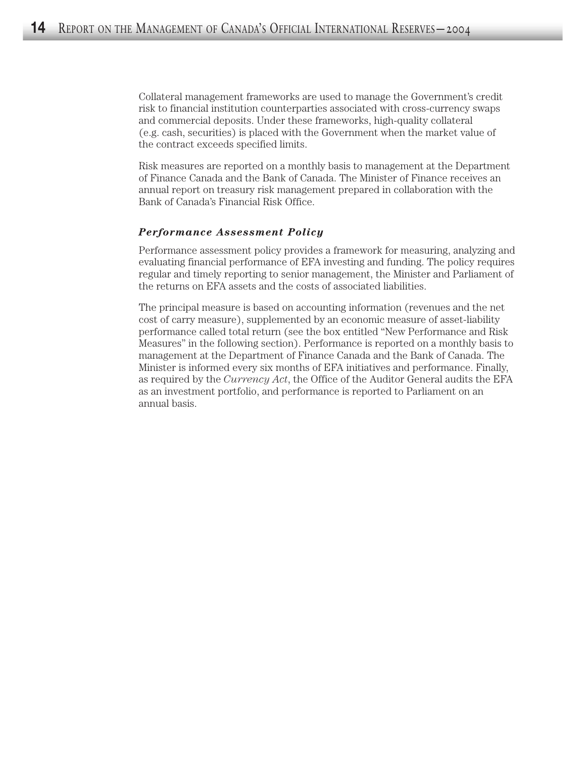Collateral management frameworks are used to manage the Government's credit risk to financial institution counterparties associated with cross-currency swaps and commercial deposits. Under these frameworks, high-quality collateral (e.g. cash, securities) is placed with the Government when the market value of the contract exceeds specified limits.

Risk measures are reported on a monthly basis to management at the Department of Finance Canada and the Bank of Canada. The Minister of Finance receives an annual report on treasury risk management prepared in collaboration with the Bank of Canada's Financial Risk Office.

### *Performance Assessment Policy*

Performance assessment policy provides a framework for measuring, analyzing and evaluating financial performance of EFA investing and funding. The policy requires regular and timely reporting to senior management, the Minister and Parliament of the returns on EFA assets and the costs of associated liabilities.

The principal measure is based on accounting information (revenues and the net cost of carry measure), supplemented by an economic measure of asset-liability performance called total return (see the box entitled "New Performance and Risk Measures" in the following section). Performance is reported on a monthly basis to management at the Department of Finance Canada and the Bank of Canada. The Minister is informed every six months of EFA initiatives and performance. Finally, as required by the *Currency Act*, the Office of the Auditor General audits the EFA as an investment portfolio, and performance is reported to Parliament on an annual basis.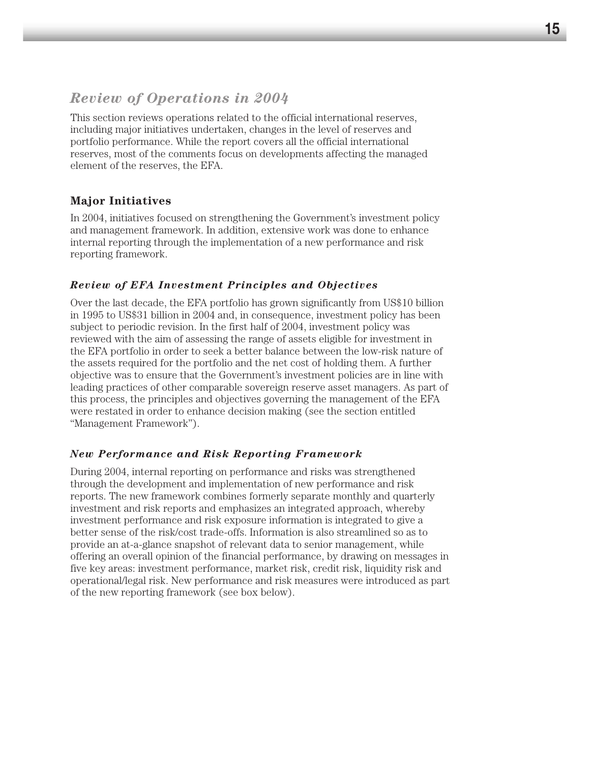## *Review of Operations in 2004*

This section reviews operations related to the official international reserves, including major initiatives undertaken, changes in the level of reserves and portfolio performance. While the report covers all the official international reserves, most of the comments focus on developments affecting the managed element of the reserves, the EFA.

### Major Initiatives

In 2004, initiatives focused on strengthening the Government's investment policy and management framework. In addition, extensive work was done to enhance internal reporting through the implementation of a new performance and risk reporting framework.

#### *Review of EFA Investment Principles and Objectives*

Over the last decade, the EFA portfolio has grown significantly from US$10 billion in 1995 to US$31 billion in 2004 and, in consequence, investment policy has been subject to periodic revision. In the first half of 2004, investment policy was reviewed with the aim of assessing the range of assets eligible for investment in the EFA portfolio in order to seek a better balance between the low-risk nature of the assets required for the portfolio and the net cost of holding them. A further objective was to ensure that the Government's investment policies are in line with leading practices of other comparable sovereign reserve asset managers. As part of this process, the principles and objectives governing the management of the EFA were restated in order to enhance decision making (see the section entitled "Management Framework").

#### *New Performance and Risk Reporting Framework*

During 2004, internal reporting on performance and risks was strengthened through the development and implementation of new performance and risk reports. The new framework combines formerly separate monthly and quarterly investment and risk reports and emphasizes an integrated approach, whereby investment performance and risk exposure information is integrated to give a better sense of the risk/cost trade-offs. Information is also streamlined so as to provide an at-a-glance snapshot of relevant data to senior management, while offering an overall opinion of the financial performance, by drawing on messages in five key areas: investment performance, market risk, credit risk, liquidity risk and operational/legal risk. New performance and risk measures were introduced as part of the new reporting framework (see box below).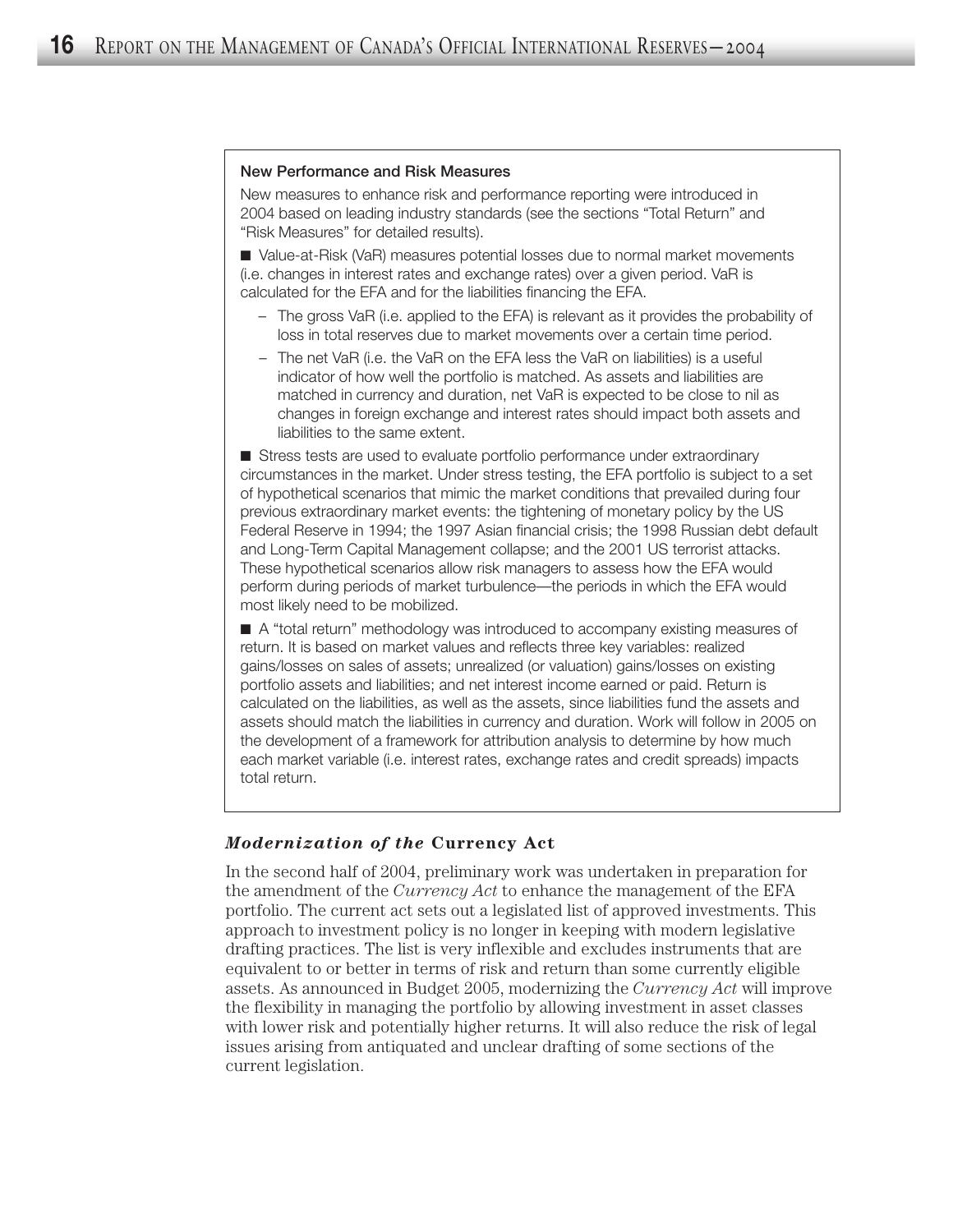### New Performance and Risk Measures

New measures to enhance risk and performance reporting were introduced in 2004 based on leading industry standards (see the sections "Total Return" and "Risk Measures" for detailed results).

- Value-at-Risk (VaR) measures potential losses due to normal market movements (i.e. changes in interest rates and exchange rates) over a given period. VaR is calculated for the EFA and for the liabilities financing the EFA.
  - The gross VaR (i.e. applied to the EFA) is relevant as it provides the probability of loss in total reserves due to market movements over a certain time period.
  - The net VaR (i.e. the VaR on the EFA less the VaR on liabilities) is a useful indicator of how well the portfolio is matched. As assets and liabilities are matched in currency and duration, net VaR is expected to be close to nil as changes in foreign exchange and interest rates should impact both assets and liabilities to the same extent.
- Stress tests are used to evaluate portfolio performance under extraordinary circumstances in the market. Under stress testing, the EFA portfolio is subject to a set of hypothetical scenarios that mimic the market conditions that prevailed during four previous extraordinary market events: the tightening of monetary policy by the US Federal Reserve in 1994; the 1997 Asian financial crisis; the 1998 Russian debt default and Long-Term Capital Management collapse; and the 2001 US terrorist attacks. These hypothetical scenarios allow risk managers to assess how the EFA would perform during periods of market turbulence—the periods in which the EFA would most likely need to be mobilized.
- A "total return" methodology was introduced to accompany existing measures of return. It is based on market values and reflects three key variables: realized gains/losses on sales of assets; unrealized (or valuation) gains/losses on existing portfolio assets and liabilities; and net interest income earned or paid. Return is calculated on the liabilities, as well as the assets, since liabilities fund the assets and assets should match the liabilities in currency and duration. Work will follow in 2005 on the development of a framework for attribution analysis to determine by how much each market variable (i.e. interest rates, exchange rates and credit spreads) impacts total return.

### *Modernization of the* **Currency Act**

In the second half of 2004, preliminary work was undertaken in preparation for the amendment of the *Currency Act* to enhance the management of the EFA portfolio. The current act sets out a legislated list of approved investments. This approach to investment policy is no longer in keeping with modern legislative drafting practices. The list is very inflexible and excludes instruments that are equivalent to or better in terms of risk and return than some currently eligible assets. As announced in Budget 2005, modernizing the *Currency Act* will improve the flexibility in managing the portfolio by allowing investment in asset classes with lower risk and potentially higher returns. It will also reduce the risk of legal issues arising from antiquated and unclear drafting of some sections of the current legislation.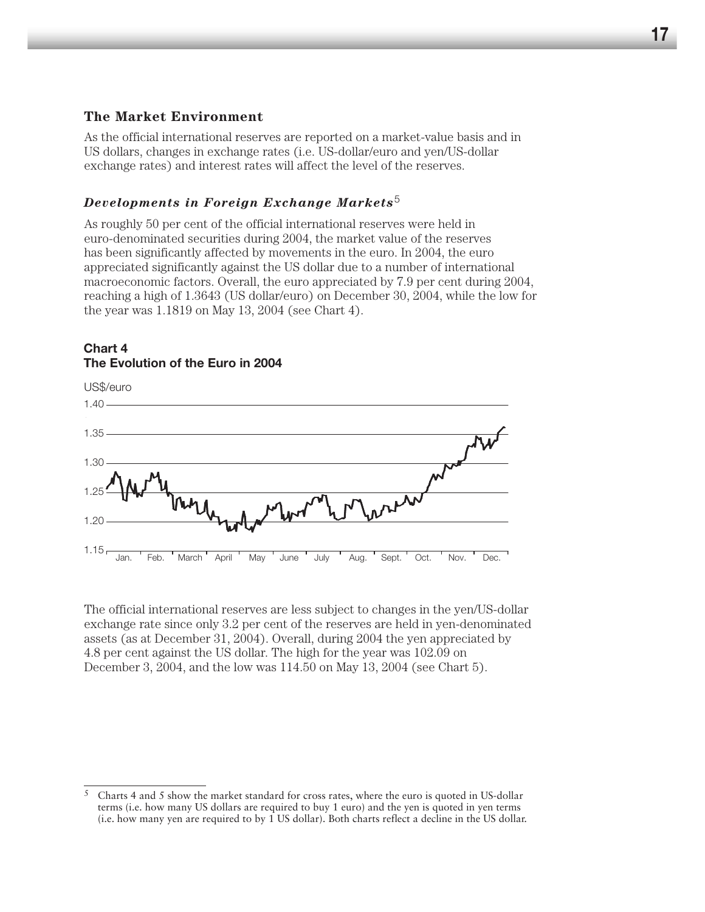### The Market Environment

As the official international reserves are reported on a market-value basis and in US dollars, changes in exchange rates (i.e. US-dollar/euro and yen/US-dollar exchange rates) and interest rates will affect the level of the reserves.

#### *Developments in Foreign Exchange Markets*[5]

As roughly 50 per cent of the official international reserves were held in euro-denominated securities during 2004, the market value of the reserves has been significantly affected by movements in the euro. In 2004, the euro appreciated significantly against the US dollar due to a number of international macroeconomic factors. Overall, the euro appreciated by 7.9 per cent during 2004, reaching a high of 1.3643 (US dollar/euro) on December 30, 2004, while the low for the year was 1.1819 on May 13, 2004 (see Chart 4).

**Chart 4**
**The Evolution of the Euro in 2004**

The official international reserves are less subject to changes in the yen/US-dollar exchange rate since only 3.2 per cent of the reserves are held in yen-denominated assets (as at December 31, 2004). Overall, during 2004 the yen appreciated by 4.8 per cent against the US dollar. The high for the year was 102.09 on December 3, 2004, and the low was 114.50 on May 13, 2004 (see Chart 5).

---

[5] Charts 4 and 5 show the market standard for cross rates, where the euro is quoted in US-dollar terms (i.e. how many US dollars are required to buy 1 euro) and the yen is quoted in yen terms (i.e. how many yen are required to by 1 US dollar). Both charts reflect a decline in the US dollar.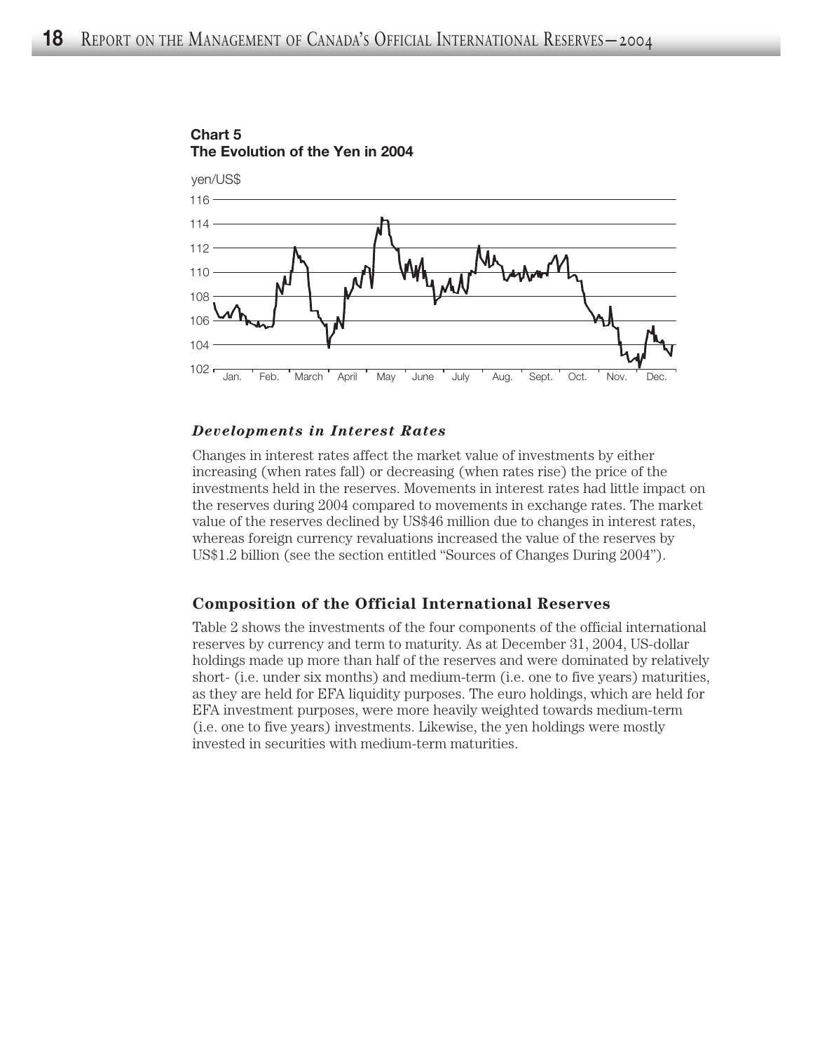**Chart 5**
**The Evolution of the Yen in 2004**

yen/US$

116
114
112
110
108
106
104
102

Jan. Feb. March April May June July Aug. Sept. Oct. Nov. Dec.

### *Developments in Interest Rates*

Changes in interest rates affect the market value of investments by either increasing (when rates fall) or decreasing (when rates rise) the price of the investments held in the reserves. Movements in interest rates had little impact on the reserves during 2004 compared to movements in exchange rates. The market value of the reserves declined by US$46 million due to changes in interest rates, whereas foreign currency revaluations increased the value of the reserves by US$1.2 billion (see the section entitled "Sources of Changes During 2004").

## Composition of the Official International Reserves

Table 2 shows the investments of the four components of the official international reserves by currency and term to maturity. As at December 31, 2004, US-dollar holdings made up more than half of the reserves and were dominated by relatively short- (i.e. under six months) and medium-term (i.e. one to five years) maturities, as they are held for EFA liquidity purposes. The euro holdings, which are held for EFA investment purposes, were more heavily weighted towards medium-term (i.e. one to five years) investments. Likewise, the yen holdings were mostly invested in securities with medium-term maturities.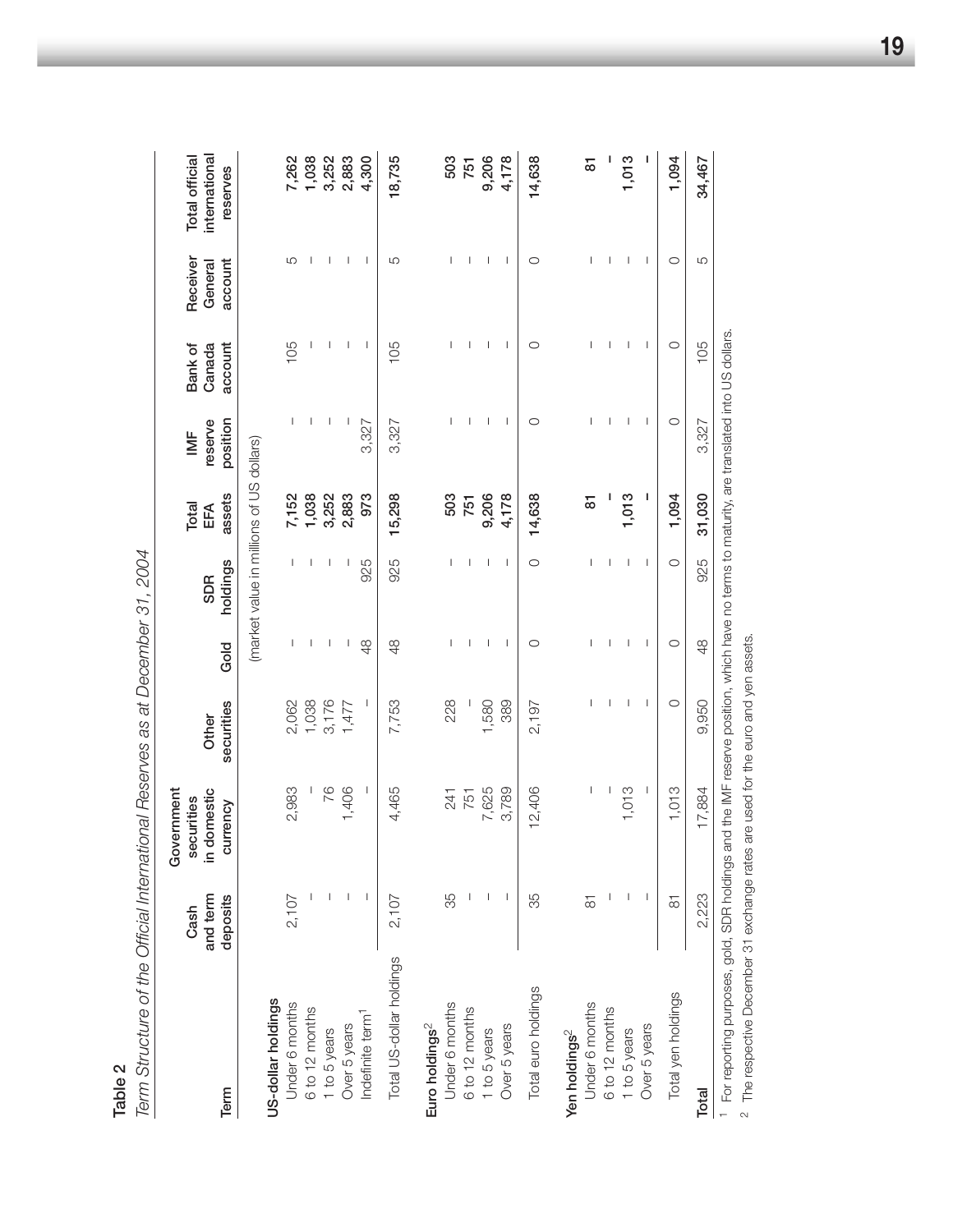**Table 2**

*Term Structure of the Official International Reserves as at December 31, 2004*

| Term | Cash and term deposits | Government securities in domestic currency | Other securities | Gold | SDR holdings | Total EFA assets | IMF reserve position | Bank of Canada account | Receiver General account | Total official international reserves |
|---|---|---|---|---|---|---|---|---|---|---|
| | (market value in millions of US dollars) | | | | | | | | | |
| **US-dollar holdings** | | | | | | | | | | |
| Under 6 months | 2,107 | 2,983 | 2,062 | – | – | **7,152** | – | 105 | 5 | **7,262** |
| 6 to 12 months | – | – | 1,038 | – | – | **1,038** | – | – | – | **1,038** |
| 1 to 5 years | – | 76 | 3,176 | – | – | **3,252** | – | – | – | **3,252** |
| Over 5 years | – | 1,406 | 1,477 | – | – | **2,883** | – | – | – | **2,883** |
| Indefinite term[1] | – | – | – | 48 | 925 | **973** | 3,327 | – | – | **4,300** |
| Total US-dollar holdings | 2,107 | 4,465 | 7,753 | 48 | 925 | **15,298** | 3,327 | 105 | 5 | **18,735** |
| **Euro holdings[2]** | | | | | | | | | | |
| Under 6 months | 35 | 241 | 228 | – | – | **503** | – | – | – | **503** |
| 6 to 12 months | – | 751 | – | – | – | **751** | – | – | – | **751** |
| 1 to 5 years | – | 7,625 | 1,580 | – | – | **9,206** | – | – | – | **9,206** |
| Over 5 years | – | 3,789 | 389 | – | – | **4,178** | – | – | – | **4,178** |
| Total euro holdings | 35 | 12,406 | 2,197 | 0 | 0 | **14,638** | 0 | 0 | 0 | **14,638** |
| **Yen holdings[2]** | | | | | | | | | | |
| Under 6 months | 81 | – | – | – | – | **81** | – | – | – | **81** |
| 6 to 12 months | – | – | – | – | – | **–** | – | – | – | **–** |
| 1 to 5 years | – | 1,013 | – | – | – | **1,013** | – | – | – | **1,013** |
| Over 5 years | – | – | – | – | – | **–** | – | – | – | **–** |
| Total yen holdings | 81 | 1,013 | 0 | 0 | 0 | **1,094** | 0 | 0 | 0 | **1,094** |
| **Total** | 2,223 | 17,884 | 9,950 | 48 | 925 | **31,030** | 3,327 | 105 | 5 | **34,467** |

1 For reporting purposes, gold, SDR holdings and the IMF reserve position, which have no terms to maturity, are translated into US dollars.

2 The respective December 31 exchange rates are used for the euro and yen assets.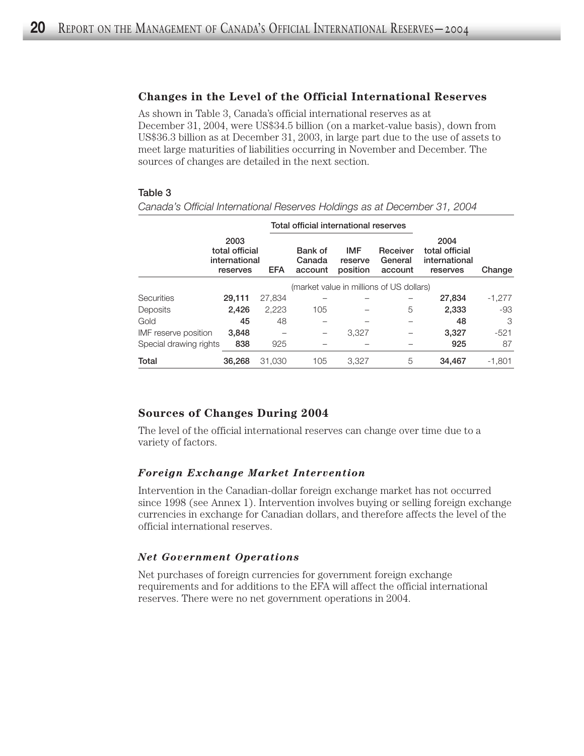## Changes in the Level of the Official International Reserves

As shown in Table 3, Canada's official international reserves as at December 31, 2004, were US$34.5 billion (on a market-value basis), down from US$36.3 billion as at December 31, 2003, in large part due to the use of assets to meet large maturities of liabilities occurring in November and December. The sources of changes are detailed in the next section.

**Table 3**

*Canada's Official International Reserves Holdings as at December 31, 2004*

| | | Total official international reserves | | | | | |
|---|---|---|---|---|---|---|---|
| | 2003 total official international reserves | EFA | Bank of Canada account | IMF reserve position | Receiver General account | 2004 total official international reserves | Change |
| | (market value in millions of US dollars) | | | | | | |
| Securities | **29,111** | 27,834 | – | – | – | **27,834** | -1,277 |
| Deposits | **2,426** | 2,223 | 105 | – | 5 | **2,333** | -93 |
| Gold | **45** | 48 | – | – | – | **48** | 3 |
| IMF reserve position | **3,848** | – | – | 3,327 | – | **3,327** | -521 |
| Special drawing rights | **838** | 925 | – | – | – | **925** | 87 |
| **Total** | **36,268** | 31,030 | 105 | 3,327 | 5 | **34,467** | -1,801 |

## Sources of Changes During 2004

The level of the official international reserves can change over time due to a variety of factors.

### *Foreign Exchange Market Intervention*

Intervention in the Canadian-dollar foreign exchange market has not occurred since 1998 (see Annex 1). Intervention involves buying or selling foreign exchange currencies in exchange for Canadian dollars, and therefore affects the level of the official international reserves.

### *Net Government Operations*

Net purchases of foreign currencies for government foreign exchange requirements and for additions to the EFA will affect the official international reserves. There were no net government operations in 2004.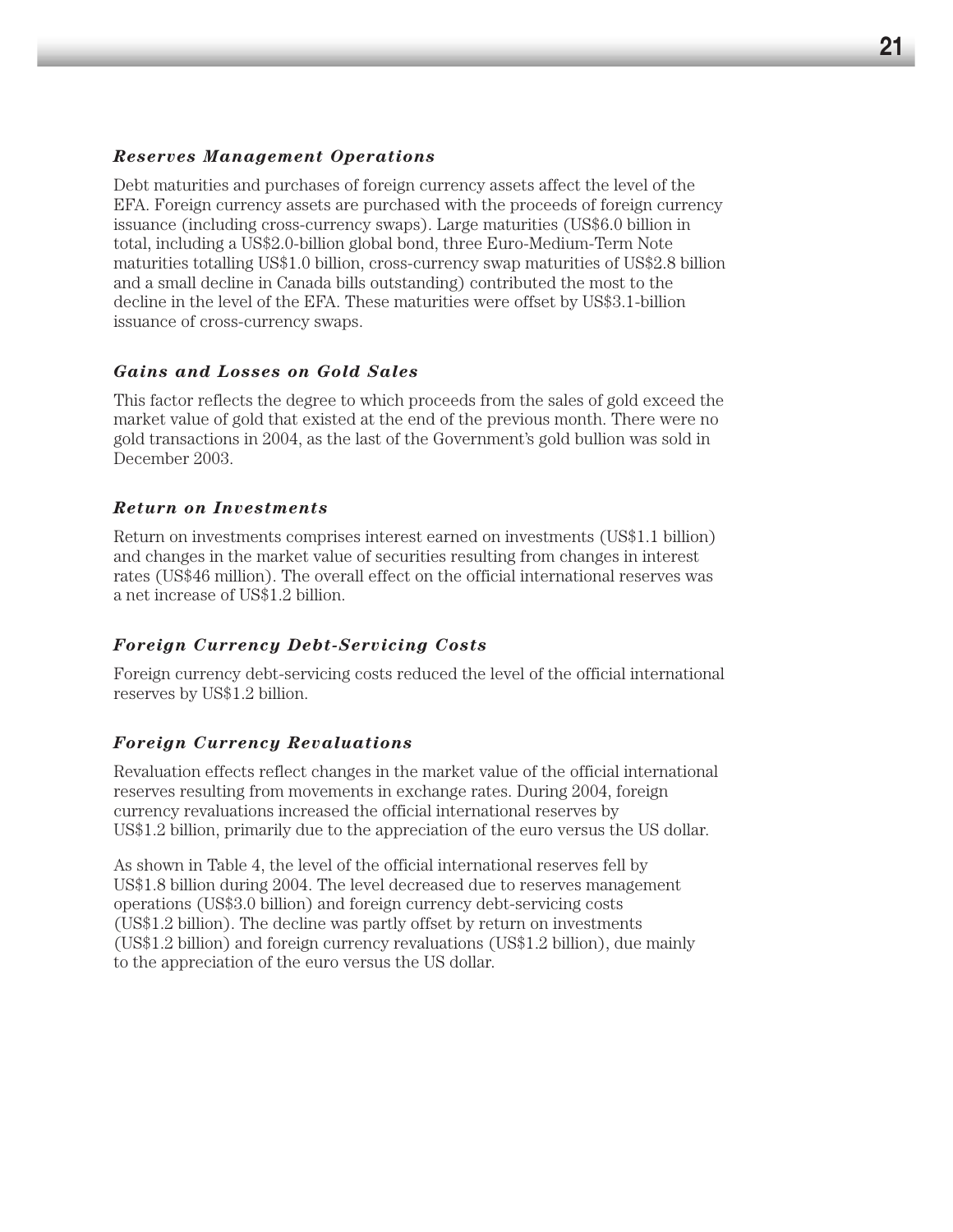### *Reserves Management Operations*

Debt maturities and purchases of foreign currency assets affect the level of the EFA. Foreign currency assets are purchased with the proceeds of foreign currency issuance (including cross-currency swaps). Large maturities (US$6.0 billion in total, including a US$2.0-billion global bond, three Euro-Medium-Term Note maturities totalling US$1.0 billion, cross-currency swap maturities of US$2.8 billion and a small decline in Canada bills outstanding) contributed the most to the decline in the level of the EFA. These maturities were offset by US$3.1-billion issuance of cross-currency swaps.

### *Gains and Losses on Gold Sales*

This factor reflects the degree to which proceeds from the sales of gold exceed the market value of gold that existed at the end of the previous month. There were no gold transactions in 2004, as the last of the Government's gold bullion was sold in December 2003.

### *Return on Investments*

Return on investments comprises interest earned on investments (US$1.1 billion) and changes in the market value of securities resulting from changes in interest rates (US$46 million). The overall effect on the official international reserves was a net increase of US$1.2 billion.

### *Foreign Currency Debt-Servicing Costs*

Foreign currency debt-servicing costs reduced the level of the official international reserves by US$1.2 billion.

### *Foreign Currency Revaluations*

Revaluation effects reflect changes in the market value of the official international reserves resulting from movements in exchange rates. During 2004, foreign currency revaluations increased the official international reserves by US$1.2 billion, primarily due to the appreciation of the euro versus the US dollar.

As shown in Table 4, the level of the official international reserves fell by US$1.8 billion during 2004. The level decreased due to reserves management operations (US$3.0 billion) and foreign currency debt-servicing costs (US$1.2 billion). The decline was partly offset by return on investments (US$1.2 billion) and foreign currency revaluations (US$1.2 billion), due mainly to the appreciation of the euro versus the US dollar.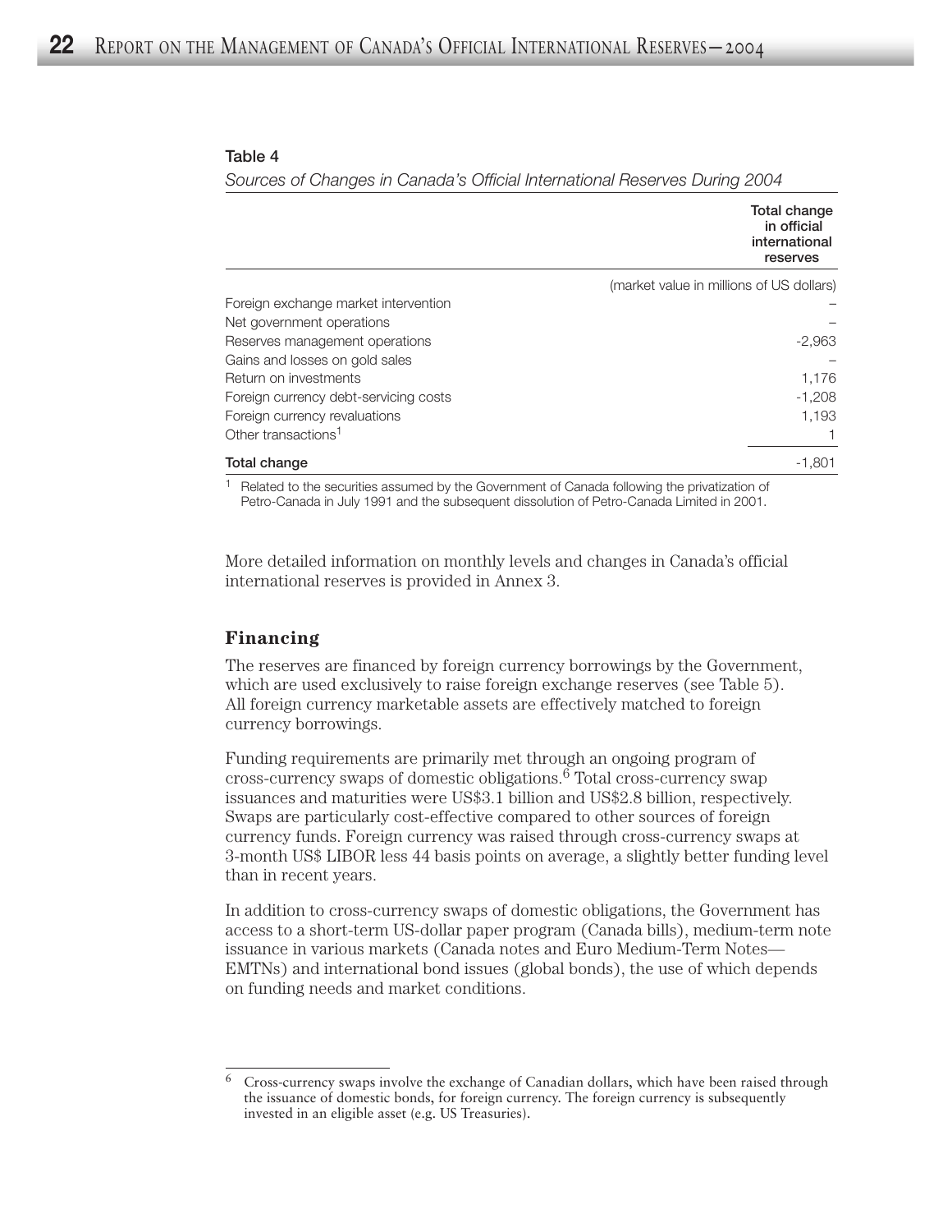**Table 4**

*Sources of Changes in Canada's Official International Reserves During 2004*

| | Total change in official international reserves |
|---|---|
| | (market value in millions of US dollars) |
| Foreign exchange market intervention | – |
| Net government operations | – |
| Reserves management operations | -2,963 |
| Gains and losses on gold sales | – |
| Return on investments | 1,176 |
| Foreign currency debt-servicing costs | -1,208 |
| Foreign currency revaluations | 1,193 |
| Other transactions[1] | 1 |
| **Total change** | -1,801 |

[1] Related to the securities assumed by the Government of Canada following the privatization of Petro-Canada in July 1991 and the subsequent dissolution of Petro-Canada Limited in 2001.

More detailed information on monthly levels and changes in Canada's official international reserves is provided in Annex 3.

### Financing

The reserves are financed by foreign currency borrowings by the Government, which are used exclusively to raise foreign exchange reserves (see Table 5). All foreign currency marketable assets are effectively matched to foreign currency borrowings.

Funding requirements are primarily met through an ongoing program of cross-currency swaps of domestic obligations.[6] Total cross-currency swap issuances and maturities were US$3.1 billion and US$2.8 billion, respectively. Swaps are particularly cost-effective compared to other sources of foreign currency funds. Foreign currency was raised through cross-currency swaps at 3-month US$ LIBOR less 44 basis points on average, a slightly better funding level than in recent years.

In addition to cross-currency swaps of domestic obligations, the Government has access to a short-term US-dollar paper program (Canada bills), medium-term note issuance in various markets (Canada notes and Euro Medium-Term Notes—EMTNs) and international bond issues (global bonds), the use of which depends on funding needs and market conditions.

[6] Cross-currency swaps involve the exchange of Canadian dollars, which have been raised through the issuance of domestic bonds, for foreign currency. The foreign currency is subsequently invested in an eligible asset (e.g. US Treasuries).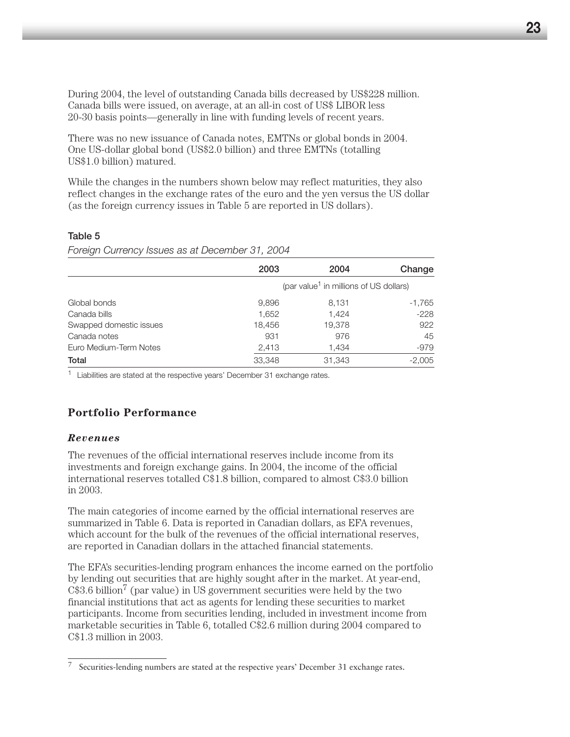During 2004, the level of outstanding Canada bills decreased by US$228 million. Canada bills were issued, on average, at an all-in cost of US$ LIBOR less 20-30 basis points—generally in line with funding levels of recent years.

There was no new issuance of Canada notes, EMTNs or global bonds in 2004. One US-dollar global bond (US$2.0 billion) and three EMTNs (totalling US$1.0 billion) matured.

While the changes in the numbers shown below may reflect maturities, they also reflect changes in the exchange rates of the euro and the yen versus the US dollar (as the foreign currency issues in Table 5 are reported in US dollars).

**Table 5**

*Foreign Currency Issues as at December 31, 2004*

| | 2003 | 2004 | Change |
|---|---:|---:|---:|
| | (par value[1] in millions of US dollars) | | |
| Global bonds | 9,896 | 8,131 | -1,765 |
| Canada bills | 1,652 | 1,424 | -228 |
| Swapped domestic issues | 18,456 | 19,378 | 922 |
| Canada notes | 931 | 976 | 45 |
| Euro Medium-Term Notes | 2,413 | 1,434 | -979 |
| **Total** | 33,348 | 31,343 | -2,005 |

[1] Liabilities are stated at the respective years' December 31 exchange rates.

## Portfolio Performance

### *Revenues*

The revenues of the official international reserves include income from its investments and foreign exchange gains. In 2004, the income of the official international reserves totalled C$1.8 billion, compared to almost C$3.0 billion in 2003.

The main categories of income earned by the official international reserves are summarized in Table 6. Data is reported in Canadian dollars, as EFA revenues, which account for the bulk of the revenues of the official international reserves, are reported in Canadian dollars in the attached financial statements.

The EFA's securities-lending program enhances the income earned on the portfolio by lending out securities that are highly sought after in the market. At year-end, C$3.6 billion[7] (par value) in US government securities were held by the two financial institutions that act as agents for lending these securities to market participants. Income from securities lending, included in investment income from marketable securities in Table 6, totalled C$2.6 million during 2004 compared to C$1.3 million in 2003.

[7] Securities-lending numbers are stated at the respective years' December 31 exchange rates.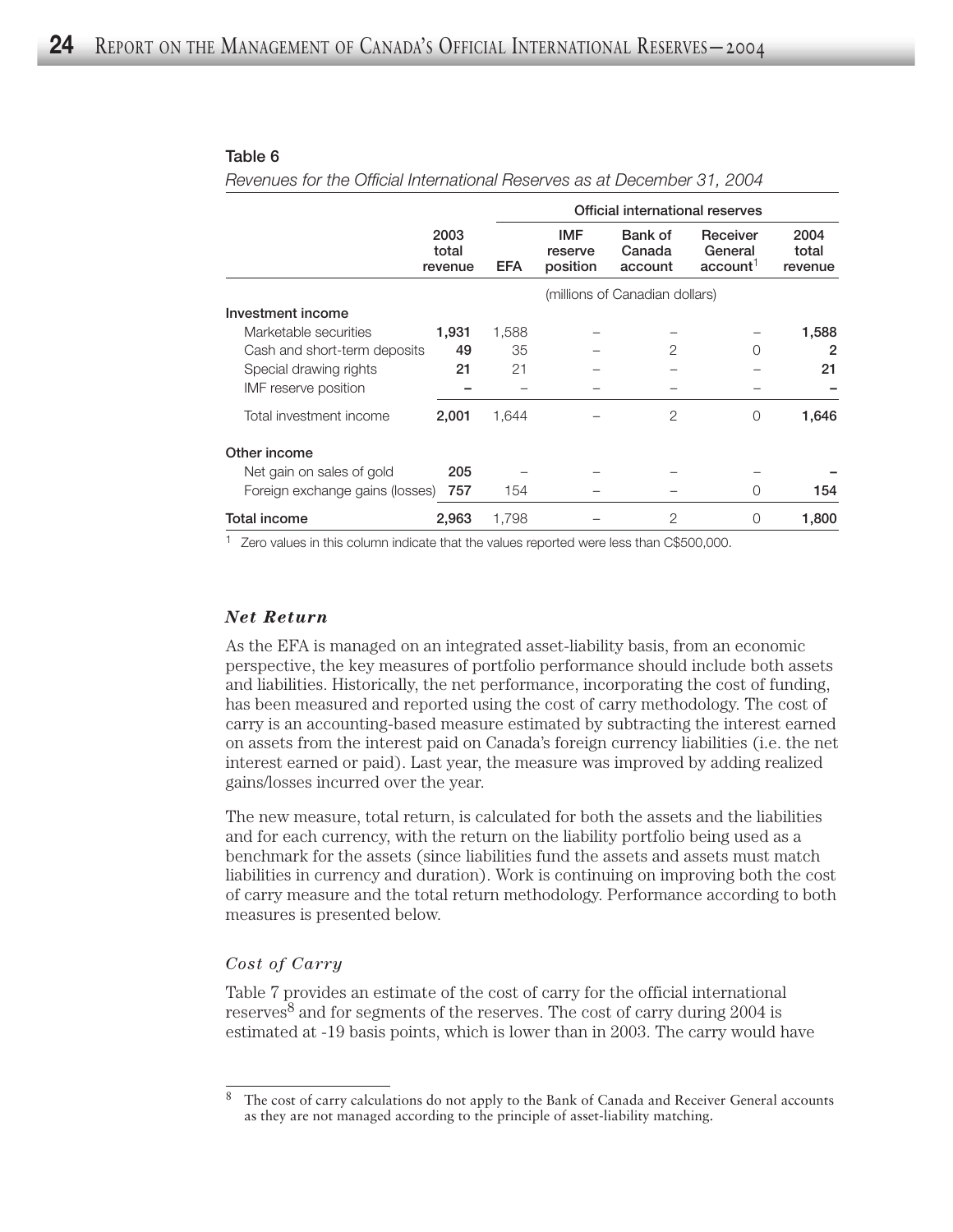Table 6

*Revenues for the Official International Reserves as at December 31, 2004*

| | | Official international reserves | | | | |
|---|---|---|---|---|---|---|
| | **2003 total revenue** | **EFA** | **IMF reserve position** | **Bank of Canada account** | **Receiver General account**[1] | **2004 total revenue** |
| | | (millions of Canadian dollars) | | | | |
| **Investment income** | | | | | | |
| Marketable securities | **1,931** | 1,588 | – | – | – | **1,588** |
| Cash and short-term deposits | **49** | 35 | – | 2 | 0 | **2** |
| Special drawing rights | **21** | 21 | – | – | – | **21** |
| IMF reserve position | **–** | – | – | – | – | **–** |
| Total investment income | **2,001** | 1,644 | – | 2 | 0 | **1,646** |
| **Other income** | | | | | | |
| Net gain on sales of gold | **205** | – | – | – | – | **–** |
| Foreign exchange gains (losses) | **757** | 154 | – | – | 0 | **154** |
| **Total income** | **2,963** | 1,798 | – | 2 | 0 | **1,800** |

[1] Zero values in this column indicate that the values reported were less than C$500,000.

### *Net Return*

As the EFA is managed on an integrated asset-liability basis, from an economic perspective, the key measures of portfolio performance should include both assets and liabilities. Historically, the net performance, incorporating the cost of funding, has been measured and reported using the cost of carry methodology. The cost of carry is an accounting-based measure estimated by subtracting the interest earned on assets from the interest paid on Canada's foreign currency liabilities (i.e. the net interest earned or paid). Last year, the measure was improved by adding realized gains/losses incurred over the year.

The new measure, total return, is calculated for both the assets and the liabilities and for each currency, with the return on the liability portfolio being used as a benchmark for the assets (since liabilities fund the assets and assets must match liabilities in currency and duration). Work is continuing on improving both the cost of carry measure and the total return methodology. Performance according to both measures is presented below.

#### *Cost of Carry*

Table 7 provides an estimate of the cost of carry for the official international reserves[8] and for segments of the reserves. The cost of carry during 2004 is estimated at -19 basis points, which is lower than in 2003. The carry would have

[8] The cost of carry calculations do not apply to the Bank of Canada and Receiver General accounts as they are not managed according to the principle of asset-liability matching.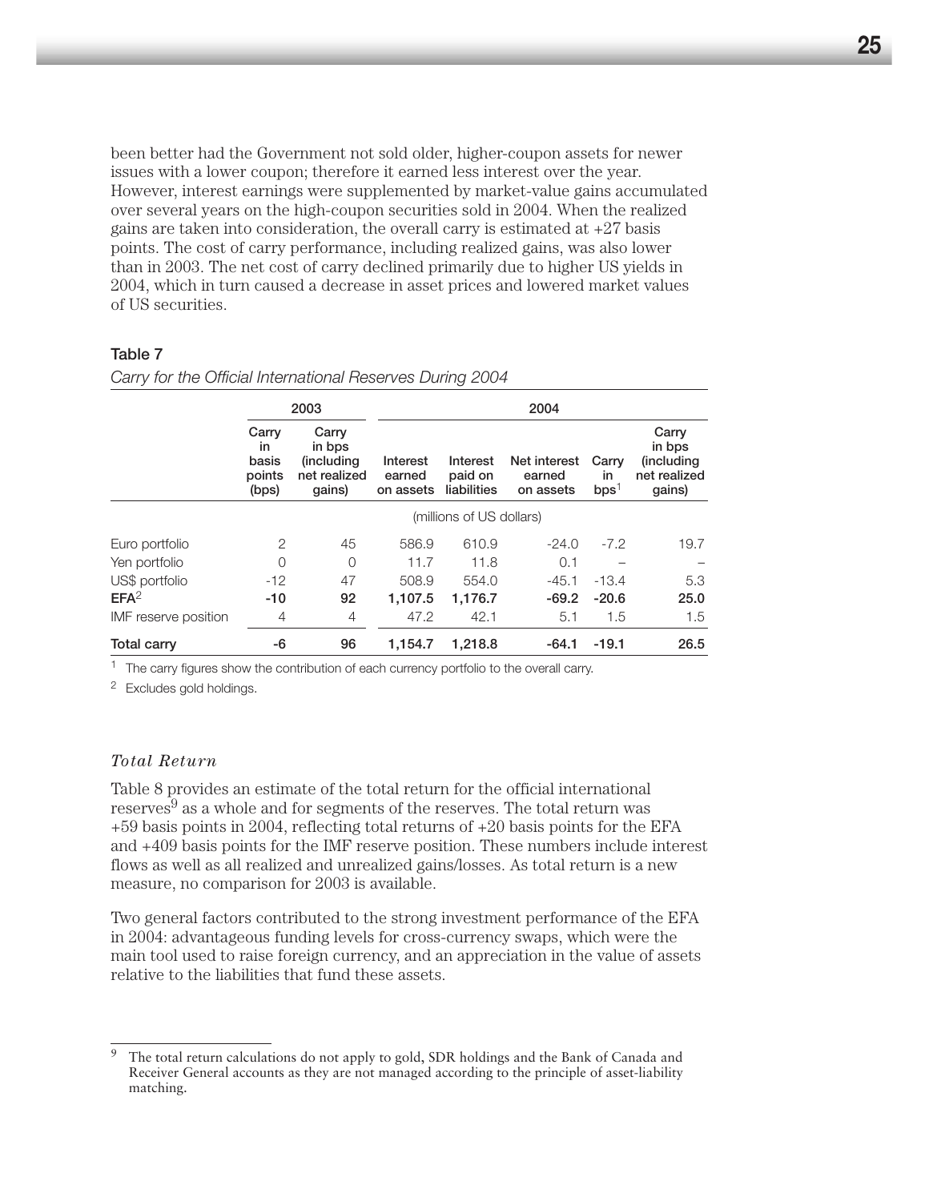been better had the Government not sold older, higher-coupon assets for newer issues with a lower coupon; therefore it earned less interest over the year. However, interest earnings were supplemented by market-value gains accumulated over several years on the high-coupon securities sold in 2004. When the realized gains are taken into consideration, the overall carry is estimated at +27 basis points. The cost of carry performance, including realized gains, was also lower than in 2003. The net cost of carry declined primarily due to higher US yields in 2004, which in turn caused a decrease in asset prices and lowered market values of US securities.

**Table 7**

*Carry for the Official International Reserves During 2004*

| | 2003 | | 2004 | | | | |
|---|---|---|---|---|---|---|---|
| | Carry in basis points (bps) | Carry in bps (including net realized gains) | Interest earned on assets | Interest paid on liabilities | Net interest earned on assets | Carry in bps[1] | Carry in bps (including net realized gains) |
| | | | (millions of US dollars) | | | | |
| Euro portfolio | 2 | 45 | 586.9 | 610.9 | -24.0 | -7.2 | 19.7 |
| Yen portfolio | 0 | 0 | 11.7 | 11.8 | 0.1 | – | – |
| US$ portfolio | -12 | 47 | 508.9 | 554.0 | -45.1 | -13.4 | 5.3 |
| **EFA[2]** | **-10** | **92** | **1,107.5** | **1,176.7** | **-69.2** | **-20.6** | **25.0** |
| IMF reserve position | 4 | 4 | 47.2 | 42.1 | 5.1 | 1.5 | 1.5 |
| **Total carry** | **-6** | **96** | **1,154.7** | **1,218.8** | **-64.1** | **-19.1** | **26.5** |

[1] The carry figures show the contribution of each currency portfolio to the overall carry.

[2] Excludes gold holdings.

### *Total Return*

Table 8 provides an estimate of the total return for the official international reserves[9] as a whole and for segments of the reserves. The total return was +59 basis points in 2004, reflecting total returns of +20 basis points for the EFA and +409 basis points for the IMF reserve position. These numbers include interest flows as well as all realized and unrealized gains/losses. As total return is a new measure, no comparison for 2003 is available.

Two general factors contributed to the strong investment performance of the EFA in 2004: advantageous funding levels for cross-currency swaps, which were the main tool used to raise foreign currency, and an appreciation in the value of assets relative to the liabilities that fund these assets.

[9] The total return calculations do not apply to gold, SDR holdings and the Bank of Canada and Receiver General accounts as they are not managed according to the principle of asset-liability matching.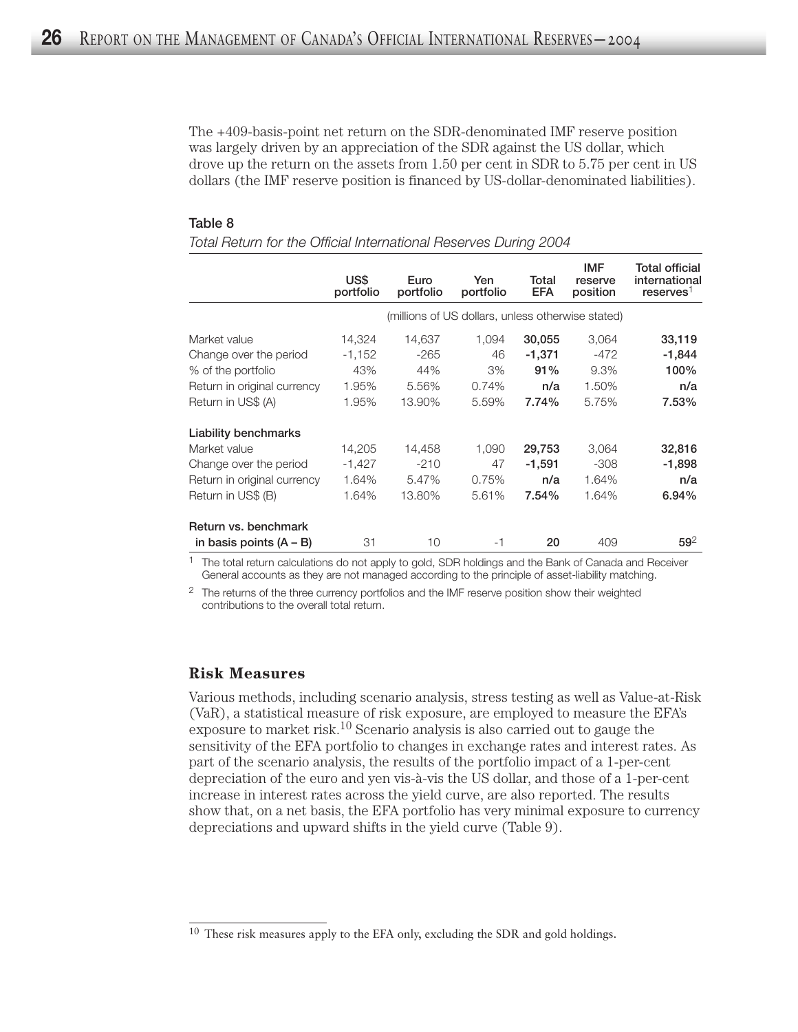The +409-basis-point net return on the SDR-denominated IMF reserve position was largely driven by an appreciation of the SDR against the US dollar, which drove up the return on the assets from 1.50 per cent in SDR to 5.75 per cent in US dollars (the IMF reserve position is financed by US-dollar-denominated liabilities).

**Table 8**

*Total Return for the Official International Reserves During 2004*

| | US$ portfolio | Euro portfolio | Yen portfolio | Total EFA | IMF reserve position | Total official international reserves[1] |
|---|---|---|---|---|---|---|
| | (millions of US dollars, unless otherwise stated) | | | | | |
| Market value | 14,324 | 14,637 | 1,094 | **30,055** | 3,064 | **33,119** |
| Change over the period | -1,152 | -265 | 46 | **-1,371** | -472 | **-1,844** |
| % of the portfolio | 43% | 44% | 3% | **91%** | 9.3% | **100%** |
| Return in original currency | 1.95% | 5.56% | 0.74% | **n/a** | 1.50% | **n/a** |
| Return in US$ (A) | 1.95% | 13.90% | 5.59% | **7.74%** | 5.75% | **7.53%** |
| **Liability benchmarks** | | | | | | |
| Market value | 14,205 | 14,458 | 1,090 | **29,753** | 3,064 | **32,816** |
| Change over the period | -1,427 | -210 | 47 | **-1,591** | -308 | **-1,898** |
| Return in original currency | 1.64% | 5.47% | 0.75% | **n/a** | 1.64% | **n/a** |
| Return in US$ (B) | 1.64% | 13.80% | 5.61% | **7.54%** | 1.64% | **6.94%** |
| **Return vs. benchmark in basis points (A – B)** | 31 | 10 | -1 | **20** | 409 | **59**[2] |

[1] The total return calculations do not apply to gold, SDR holdings and the Bank of Canada and Receiver General accounts as they are not managed according to the principle of asset-liability matching.

[2] The returns of the three currency portfolios and the IMF reserve position show their weighted contributions to the overall total return.

### Risk Measures

Various methods, including scenario analysis, stress testing as well as Value-at-Risk (VaR), a statistical measure of risk exposure, are employed to measure the EFA's exposure to market risk.[10] Scenario analysis is also carried out to gauge the sensitivity of the EFA portfolio to changes in exchange rates and interest rates. As part of the scenario analysis, the results of the portfolio impact of a 1-per-cent depreciation of the euro and yen vis-à-vis the US dollar, and those of a 1-per-cent increase in interest rates across the yield curve, are also reported. The results show that, on a net basis, the EFA portfolio has very minimal exposure to currency depreciations and upward shifts in the yield curve (Table 9).

[10] These risk measures apply to the EFA only, excluding the SDR and gold holdings.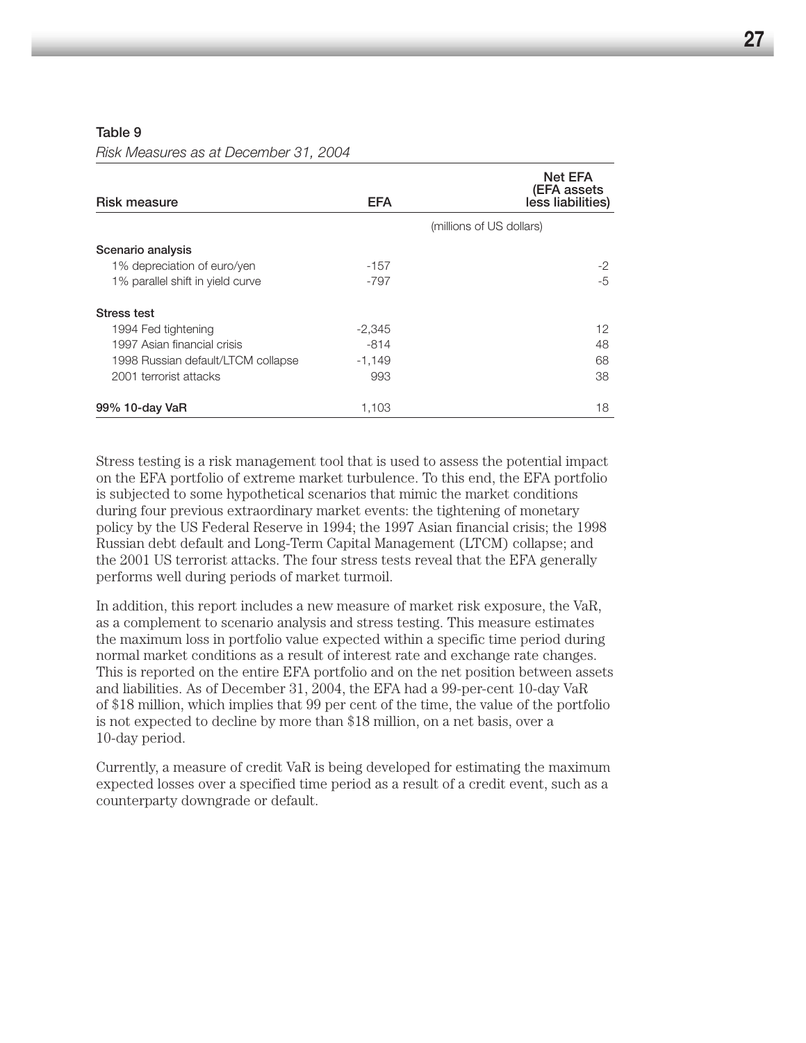**Table 9**

*Risk Measures as at December 31, 2004*

| Risk measure | EFA | Net EFA (EFA assets less liabilities) |
|---|---|---|
| | (millions of US dollars) | |
| **Scenario analysis** | | |
| 1% depreciation of euro/yen | -157 | -2 |
| 1% parallel shift in yield curve | -797 | -5 |
| **Stress test** | | |
| 1994 Fed tightening | -2,345 | 12 |
| 1997 Asian financial crisis | -814 | 48 |
| 1998 Russian default/LTCM collapse | -1,149 | 68 |
| 2001 terrorist attacks | 993 | 38 |
| **99% 10-day VaR** | 1,103 | 18 |

Stress testing is a risk management tool that is used to assess the potential impact on the EFA portfolio of extreme market turbulence. To this end, the EFA portfolio is subjected to some hypothetical scenarios that mimic the market conditions during four previous extraordinary market events: the tightening of monetary policy by the US Federal Reserve in 1994; the 1997 Asian financial crisis; the 1998 Russian debt default and Long-Term Capital Management (LTCM) collapse; and the 2001 US terrorist attacks. The four stress tests reveal that the EFA generally performs well during periods of market turmoil.

In addition, this report includes a new measure of market risk exposure, the VaR, as a complement to scenario analysis and stress testing. This measure estimates the maximum loss in portfolio value expected within a specific time period during normal market conditions as a result of interest rate and exchange rate changes. This is reported on the entire EFA portfolio and on the net position between assets and liabilities. As of December 31, 2004, the EFA had a 99-per-cent 10-day VaR of $18 million, which implies that 99 per cent of the time, the value of the portfolio is not expected to decline by more than $18 million, on a net basis, over a 10-day period.

Currently, a measure of credit VaR is being developed for estimating the maximum expected losses over a specified time period as a result of a credit event, such as a counterparty downgrade or default.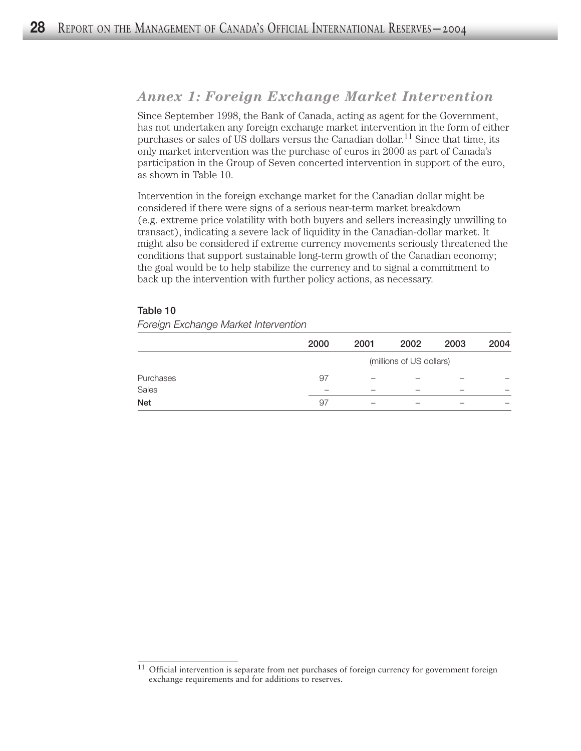## *Annex 1: Foreign Exchange Market Intervention*

Since September 1998, the Bank of Canada, acting as agent for the Government, has not undertaken any foreign exchange market intervention in the form of either purchases or sales of US dollars versus the Canadian dollar.[11] Since that time, its only market intervention was the purchase of euros in 2000 as part of Canada's participation in the Group of Seven concerted intervention in support of the euro, as shown in Table 10.

Intervention in the foreign exchange market for the Canadian dollar might be considered if there were signs of a serious near-term market breakdown (e.g. extreme price volatility with both buyers and sellers increasingly unwilling to transact), indicating a severe lack of liquidity in the Canadian-dollar market. It might also be considered if extreme currency movements seriously threatened the conditions that support sustainable long-term growth of the Canadian economy; the goal would be to help stabilize the currency and to signal a commitment to back up the intervention with further policy actions, as necessary.

**Table 10**

*Foreign Exchange Market Intervention*

| | 2000 | 2001 | 2002 | 2003 | 2004 |
|---|---|---|---|---|---|
| | (millions of US dollars) | | | | |
| Purchases | 97 | – | – | – | – |
| Sales | – | – | – | – | – |
| **Net** | 97 | – | – | – | – |

[11] Official intervention is separate from net purchases of foreign currency for government foreign exchange requirements and for additions to reserves.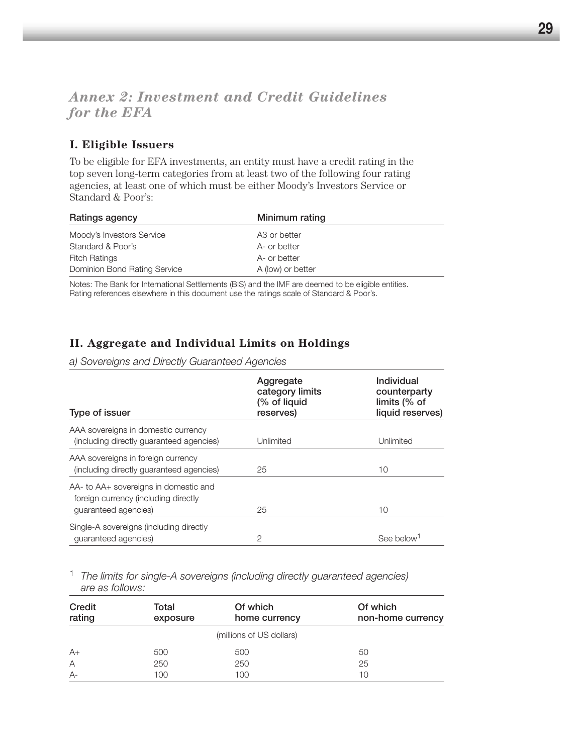## *Annex 2: Investment and Credit Guidelines for the EFA*

### I. Eligible Issuers

To be eligible for EFA investments, an entity must have a credit rating in the top seven long-term categories from at least two of the following four rating agencies, at least one of which must be either Moody's Investors Service or Standard & Poor's:

| Ratings agency | Minimum rating |
|---|---|
| Moody's Investors Service | A3 or better |
| Standard & Poor's | A- or better |
| Fitch Ratings | A- or better |
| Dominion Bond Rating Service | A (low) or better |

Notes: The Bank for International Settlements (BIS) and the IMF are deemed to be eligible entities. Rating references elsewhere in this document use the ratings scale of Standard & Poor's.

### II. Aggregate and Individual Limits on Holdings

*a) Sovereigns and Directly Guaranteed Agencies*

| Type of issuer | Aggregate category limits (% of liquid reserves) | Individual counterparty limits (% of liquid reserves) |
|---|---|---|
| AAA sovereigns in domestic currency (including directly guaranteed agencies) | Unlimited | Unlimited |
| AAA sovereigns in foreign currency (including directly guaranteed agencies) | 25 | 10 |
| AA- to AA+ sovereigns in domestic and foreign currency (including directly guaranteed agencies) | 25 | 10 |
| Single-A sovereigns (including directly guaranteed agencies) | 2 | See below[1] |

[1] *The limits for single-A sovereigns (including directly guaranteed agencies) are as follows:*

| Credit rating | Total exposure | Of which home currency | Of which non-home currency |
|---|---|---|---|
| | | (millions of US dollars) | |
| A+ | 500 | 500 | 50 |
| A | 250 | 250 | 25 |
| A- | 100 | 100 | 10 |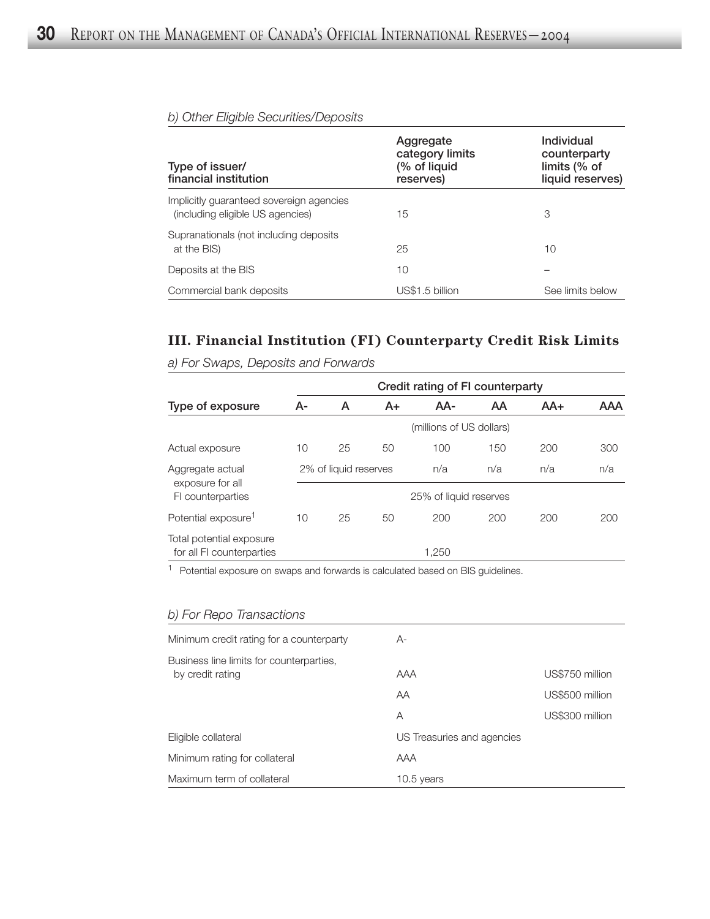*b) Other Eligible Securities/Deposits*

| Type of issuer/ financial institution | Aggregate category limits (% of liquid reserves) | Individual counterparty limits (% of liquid reserves) |
|---|---|---|
| Implicitly guaranteed sovereign agencies (including eligible US agencies) | 15 | 3 |
| Supranationals (not including deposits at the BIS) | 25 | 10 |
| Deposits at the BIS | 10 | – |
| Commercial bank deposits | US$1.5 billion | See limits below |

## III. Financial Institution (FI) Counterparty Credit Risk Limits

*a) For Swaps, Deposits and Forwards*

| | Credit rating of FI counterparty | | | | | | |
|---|---|---|---|---|---|---|---|
| Type of exposure | A- | A | A+ | AA- | AA | AA+ | AAA |
| | (millions of US dollars) | | | | | | |
| Actual exposure | 10 | 25 | 50 | 100 | 150 | 200 | 300 |
| Aggregate actual exposure for all FI counterparties | 2% of liquid reserves | | | n/a | n/a | n/a | n/a |
| | 25% of liquid reserves | | | | | | |
| Potential exposure[1] | 10 | 25 | 50 | 200 | 200 | 200 | 200 |
| Total potential exposure for all FI counterparties | 1,250 | | | | | | |

[1] Potential exposure on swaps and forwards is calculated based on BIS guidelines.

*b) For Repo Transactions*

| | | |
|---|---|---|
| Minimum credit rating for a counterparty | A- | |
| Business line limits for counterparties, by credit rating | AAA | US$750 million |
| | AA | US$500 million |
| | A | US$300 million |
| Eligible collateral | US Treasuries and agencies | |
| Minimum rating for collateral | AAA | |
| Maximum term of collateral | 10.5 years | |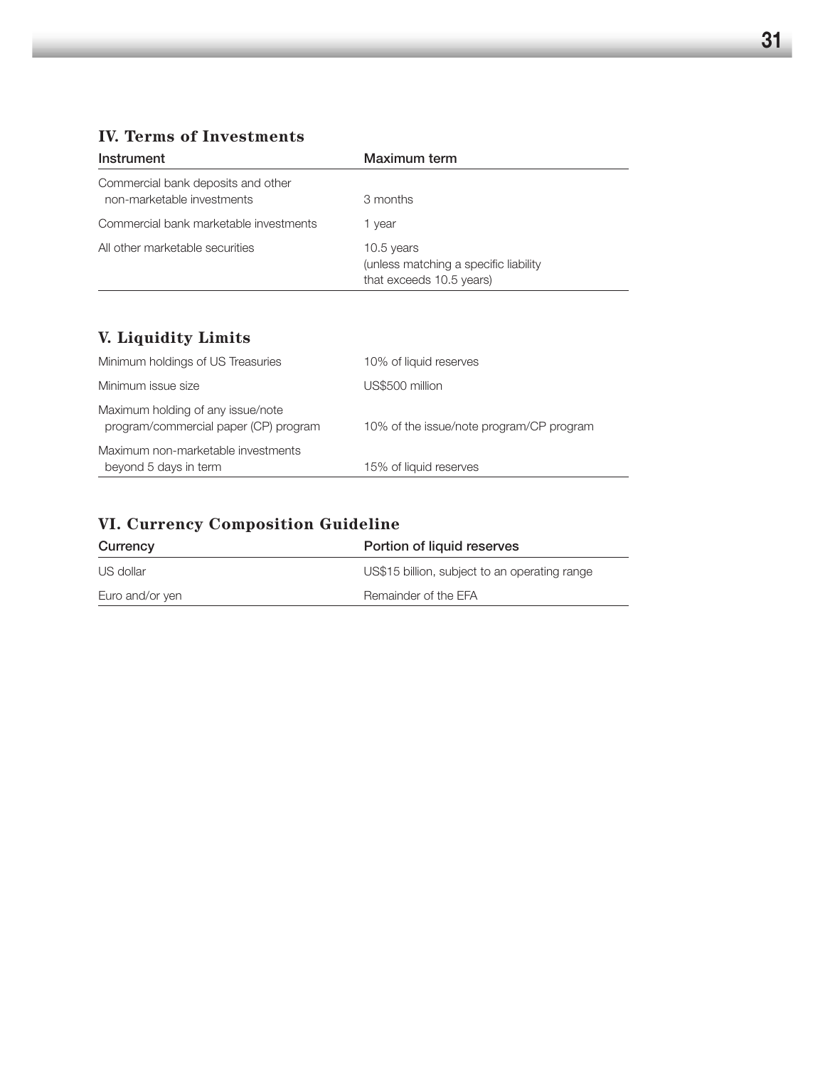## IV. Terms of Investments

| Instrument | Maximum term |
|---|---|
| Commercial bank deposits and other non-marketable investments | 3 months |
| Commercial bank marketable investments | 1 year |
| All other marketable securities | 10.5 years (unless matching a specific liability that exceeds 10.5 years) |

## V. Liquidity Limits

| | |
|---|---|
| Minimum holdings of US Treasuries | 10% of liquid reserves |
| Minimum issue size | US$500 million |
| Maximum holding of any issue/note program/commercial paper (CP) program | 10% of the issue/note program/CP program |
| Maximum non-marketable investments beyond 5 days in term | 15% of liquid reserves |

## VI. Currency Composition Guideline

| Currency | Portion of liquid reserves |
|---|---|
| US dollar | US$15 billion, subject to an operating range |
| Euro and/or yen | Remainder of the EFA |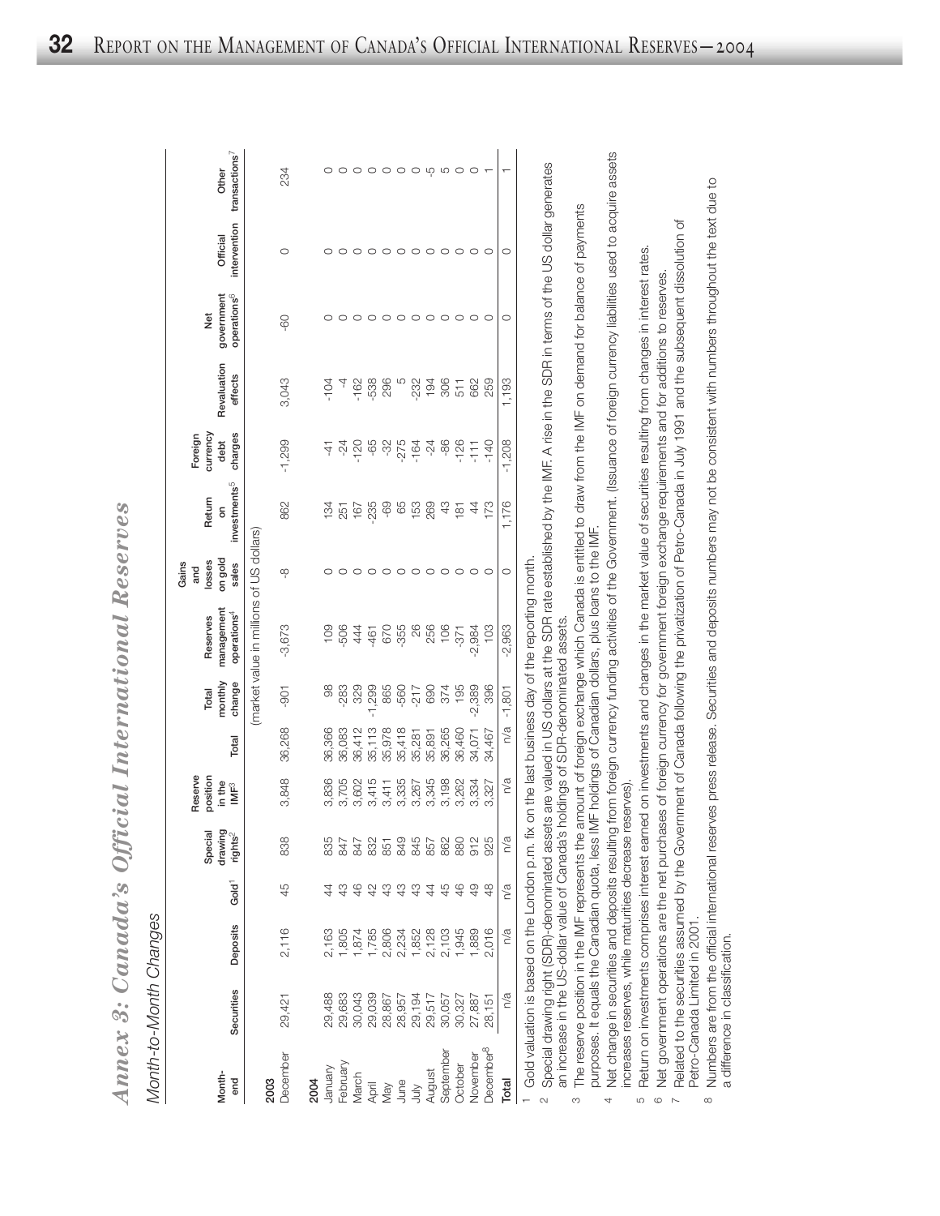# Annex 3: Canada's Official International Reserves

*Month-to-Month Changes*

| Month-end | Securities | Deposits | Gold[1] | Special drawing rights[2] | Reserve position in the IMF[3] | Total | Total monthly change | Reserves management operations[4] | Gains and losses on gold sales | Return on investments[5] | Foreign currency debt charges | Revaluation effects | Net government operations[6] | Official intervention | Other transactions[7] |
|---|---|---|---|---|---|---|---|---|---|---|---|---|---|---|---|
| | | | | | | | (market value in millions of US dollars) | | | | | | | | |
| **2003** | | | | | | | | | | | | | | | |
| December | 29,421 | 2,116 | 45 | 838 | 3,848 | 36,268 | -901 | -3,673 | -8 | 862 | -1,299 | 3,043 | -60 | 0 | 234 |
| **2004** | | | | | | | | | | | | | | | |
| January | 29,488 | 2,163 | 44 | 835 | 3,836 | 36,366 | 98 | 109 | 0 | 134 | -41 | -104 | 0 | 0 | 0 |
| February | 29,683 | 1,805 | 43 | 847 | 3,705 | 36,083 | -283 | -506 | 0 | 251 | -24 | -4 | 0 | 0 | 0 |
| March | 30,043 | 1,874 | 46 | 847 | 3,602 | 36,412 | 329 | 444 | 0 | 167 | -120 | -162 | 0 | 0 | 0 |
| April | 29,039 | 1,785 | 42 | 832 | 3,415 | 35,113 | -1,299 | -461 | 0 | -235 | -65 | -538 | 0 | 0 | 0 |
| May | 28,867 | 2,806 | 43 | 851 | 3,411 | 35,978 | 865 | 670 | 0 | -69 | -32 | 296 | 0 | 0 | 0 |
| June | 28,957 | 2,234 | 43 | 849 | 3,335 | 35,418 | -560 | -355 | 0 | 65 | -275 | 5 | 0 | 0 | 0 |
| July | 29,194 | 1,852 | 43 | 845 | 3,267 | 35,281 | -217 | 26 | 0 | 153 | -164 | -232 | 0 | 0 | 0 |
| August | 29,517 | 2,128 | 44 | 857 | 3,345 | 35,891 | 690 | 256 | 0 | 269 | -24 | 194 | 0 | 0 | -5 |
| September | 30,057 | 2,103 | 45 | 862 | 3,198 | 36,265 | 374 | 106 | 0 | 43 | -86 | 306 | 0 | 0 | 5 |
| October | 30,327 | 1,945 | 46 | 880 | 3,262 | 36,460 | 195 | -371 | 0 | 181 | -126 | 511 | 0 | 0 | 0 |
| November | 27,887 | 1,889 | 49 | 912 | 3,334 | 34,071 | -2,389 | -2,984 | 0 | 44 | -111 | 662 | 0 | 0 | 0 |
| December[8] | 28,151 | 2,016 | 48 | 925 | 3,327 | 34,467 | 396 | 103 | 0 | 173 | -140 | 259 | 0 | 0 | 1 |
| **Total** | n/a | n/a | n/a | n/a | n/a | n/a | -1,801 | -2,963 | 0 | 1,176 | -1,208 | 1,193 | 0 | 0 | 1 |

1 Gold valuation is based on the London p.m. fix on the last business day of the reporting month.

2 Special drawing right (SDR)-denominated assets are valued in US dollars at the SDR rate established by the IMF. A rise in the SDR in terms of the US dollar generates an increase in the US-dollar value of Canada's holdings of SDR-denominated assets.

3 The reserve position in the IMF represents the amount of foreign exchange which Canada is entitled to draw from the IMF on demand for balance of payments purposes. It equals the Canadian quota, less IMF holdings of Canadian dollars, plus loans to the IMF.

4 Net change in securities and deposits resulting from foreign currency funding activities of the Government. (Issuance of foreign currency liabilities used to acquire assets increases reserves, while maturities decrease reserves).

5 Return on investments comprises interest earned on investments and changes in the market value of securities resulting from changes in interest rates.

6 Net government operations are the net purchases of foreign currency for government foreign exchange requirements and for additions to reserves.

7 Related to the securities assumed by the Government of Canada following the privatization of Petro-Canada in July 1991 and the subsequent dissolution of Petro-Canada Limited in 2001.

8 Numbers are from the official international reserves press release. Securities and deposits numbers may not be consistent with numbers throughout the text due to a difference in classification.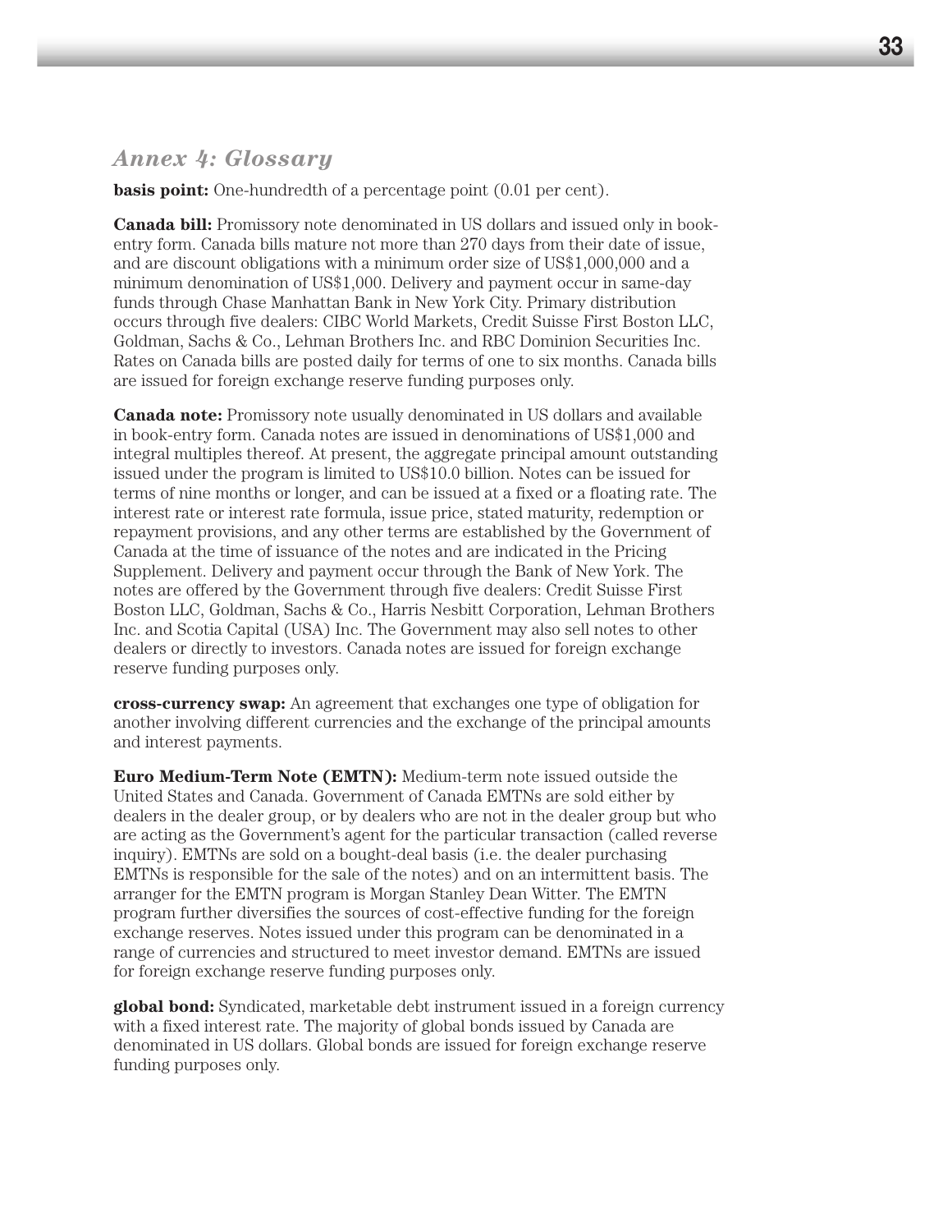## *Annex 4: Glossary*

**basis point:** One-hundredth of a percentage point (0.01 per cent).

**Canada bill:** Promissory note denominated in US dollars and issued only in book-entry form. Canada bills mature not more than 270 days from their date of issue, and are discount obligations with a minimum order size of US$1,000,000 and a minimum denomination of US$1,000. Delivery and payment occur in same-day funds through Chase Manhattan Bank in New York City. Primary distribution occurs through five dealers: CIBC World Markets, Credit Suisse First Boston LLC, Goldman, Sachs & Co., Lehman Brothers Inc. and RBC Dominion Securities Inc. Rates on Canada bills are posted daily for terms of one to six months. Canada bills are issued for foreign exchange reserve funding purposes only.

**Canada note:** Promissory note usually denominated in US dollars and available in book-entry form. Canada notes are issued in denominations of US$1,000 and integral multiples thereof. At present, the aggregate principal amount outstanding issued under the program is limited to US$10.0 billion. Notes can be issued for terms of nine months or longer, and can be issued at a fixed or a floating rate. The interest rate or interest rate formula, issue price, stated maturity, redemption or repayment provisions, and any other terms are established by the Government of Canada at the time of issuance of the notes and are indicated in the Pricing Supplement. Delivery and payment occur through the Bank of New York. The notes are offered by the Government through five dealers: Credit Suisse First Boston LLC, Goldman, Sachs & Co., Harris Nesbitt Corporation, Lehman Brothers Inc. and Scotia Capital (USA) Inc. The Government may also sell notes to other dealers or directly to investors. Canada notes are issued for foreign exchange reserve funding purposes only.

**cross-currency swap:** An agreement that exchanges one type of obligation for another involving different currencies and the exchange of the principal amounts and interest payments.

**Euro Medium-Term Note (EMTN):** Medium-term note issued outside the United States and Canada. Government of Canada EMTNs are sold either by dealers in the dealer group, or by dealers who are not in the dealer group but who are acting as the Government's agent for the particular transaction (called reverse inquiry). EMTNs are sold on a bought-deal basis (i.e. the dealer purchasing EMTNs is responsible for the sale of the notes) and on an intermittent basis. The arranger for the EMTN program is Morgan Stanley Dean Witter. The EMTN program further diversifies the sources of cost-effective funding for the foreign exchange reserves. Notes issued under this program can be denominated in a range of currencies and structured to meet investor demand. EMTNs are issued for foreign exchange reserve funding purposes only.

**global bond:** Syndicated, marketable debt instrument issued in a foreign currency with a fixed interest rate. The majority of global bonds issued by Canada are denominated in US dollars. Global bonds are issued for foreign exchange reserve funding purposes only.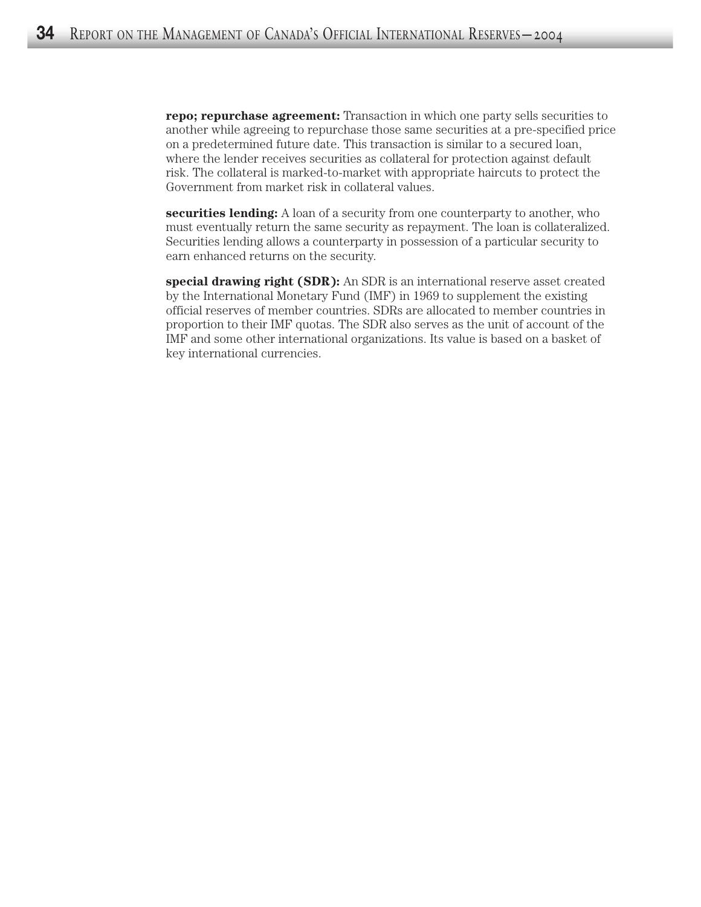**repo; repurchase agreement:** Transaction in which one party sells securities to another while agreeing to repurchase those same securities at a pre-specified price on a predetermined future date. This transaction is similar to a secured loan, where the lender receives securities as collateral for protection against default risk. The collateral is marked-to-market with appropriate haircuts to protect the Government from market risk in collateral values.

**securities lending:** A loan of a security from one counterparty to another, who must eventually return the same security as repayment. The loan is collateralized. Securities lending allows a counterparty in possession of a particular security to earn enhanced returns on the security.

**special drawing right (SDR):** An SDR is an international reserve asset created by the International Monetary Fund (IMF) in 1969 to supplement the existing official reserves of member countries. SDRs are allocated to member countries in proportion to their IMF quotas. The SDR also serves as the unit of account of the IMF and some other international organizations. Its value is based on a basket of key international currencies.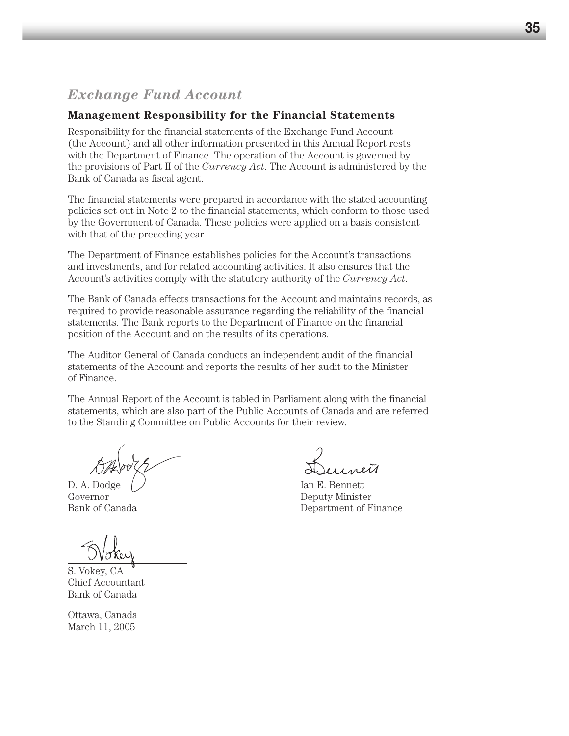## *Exchange Fund Account*

### Management Responsibility for the Financial Statements

Responsibility for the financial statements of the Exchange Fund Account (the Account) and all other information presented in this Annual Report rests with the Department of Finance. The operation of the Account is governed by the provisions of Part II of the *Currency Act*. The Account is administered by the Bank of Canada as fiscal agent.

The financial statements were prepared in accordance with the stated accounting policies set out in Note 2 to the financial statements, which conform to those used by the Government of Canada. These policies were applied on a basis consistent with that of the preceding year.

The Department of Finance establishes policies for the Account's transactions and investments, and for related accounting activities. It also ensures that the Account's activities comply with the statutory authority of the *Currency Act*.

The Bank of Canada effects transactions for the Account and maintains records, as required to provide reasonable assurance regarding the reliability of the financial statements. The Bank reports to the Department of Finance on the financial position of the Account and on the results of its operations.

The Auditor General of Canada conducts an independent audit of the financial statements of the Account and reports the results of her audit to the Minister of Finance.

The Annual Report of the Account is tabled in Parliament along with the financial statements, which are also part of the Public Accounts of Canada and are referred to the Standing Committee on Public Accounts for their review.

D. A. Dodge
Governor
Bank of Canada

Ian E. Bennett
Deputy Minister
Department of Finance

S. Vokey, CA
Chief Accountant
Bank of Canada

Ottawa, Canada
March 11, 2005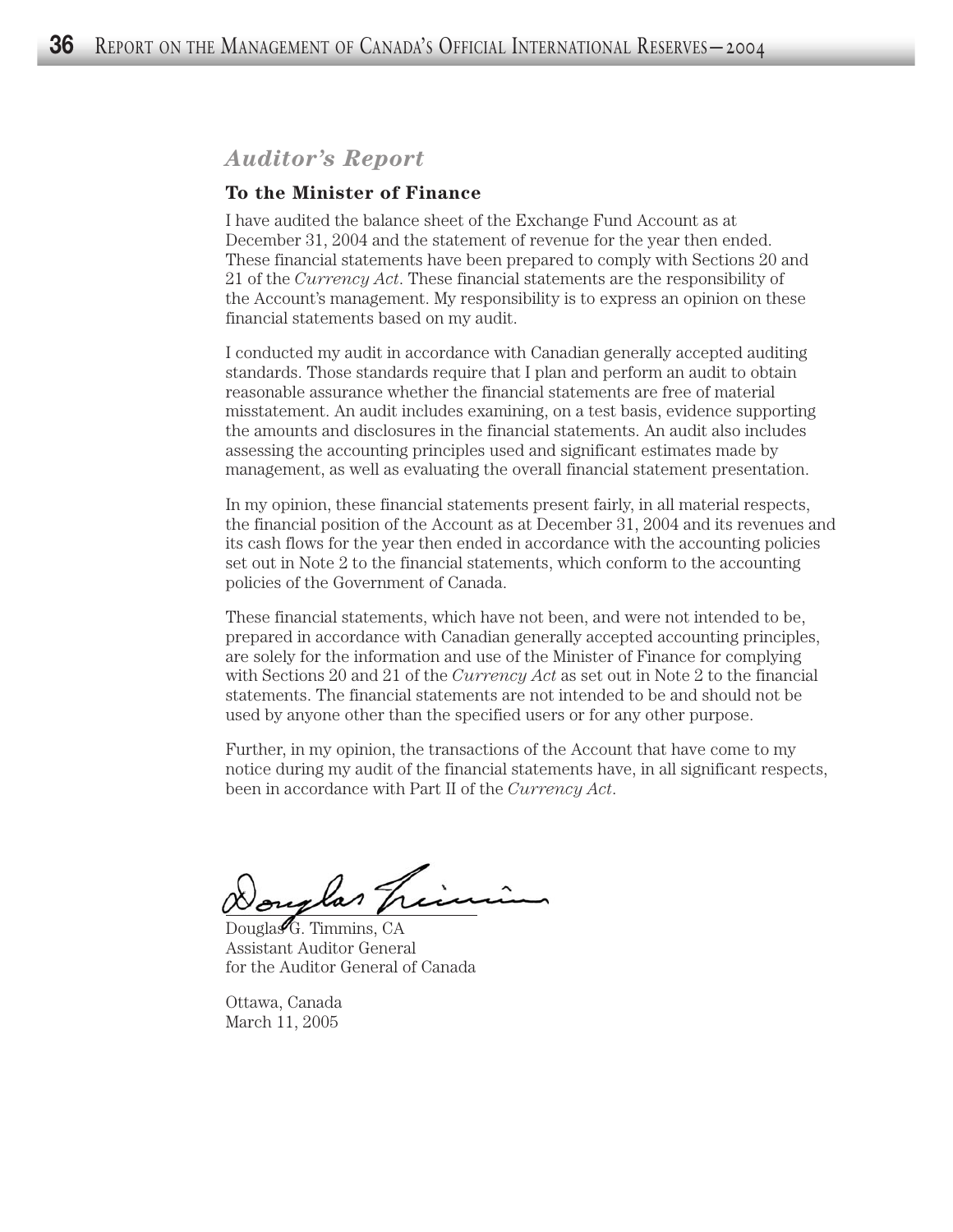## *Auditor's Report*

**To the Minister of Finance**

I have audited the balance sheet of the Exchange Fund Account as at December 31, 2004 and the statement of revenue for the year then ended. These financial statements have been prepared to comply with Sections 20 and 21 of the *Currency Act*. These financial statements are the responsibility of the Account's management. My responsibility is to express an opinion on these financial statements based on my audit.

I conducted my audit in accordance with Canadian generally accepted auditing standards. Those standards require that I plan and perform an audit to obtain reasonable assurance whether the financial statements are free of material misstatement. An audit includes examining, on a test basis, evidence supporting the amounts and disclosures in the financial statements. An audit also includes assessing the accounting principles used and significant estimates made by management, as well as evaluating the overall financial statement presentation.

In my opinion, these financial statements present fairly, in all material respects, the financial position of the Account as at December 31, 2004 and its revenues and its cash flows for the year then ended in accordance with the accounting policies set out in Note 2 to the financial statements, which conform to the accounting policies of the Government of Canada.

These financial statements, which have not been, and were not intended to be, prepared in accordance with Canadian generally accepted accounting principles, are solely for the information and use of the Minister of Finance for complying with Sections 20 and 21 of the *Currency Act* as set out in Note 2 to the financial statements. The financial statements are not intended to be and should not be used by anyone other than the specified users or for any other purpose.

Further, in my opinion, the transactions of the Account that have come to my notice during my audit of the financial statements have, in all significant respects, been in accordance with Part II of the *Currency Act*.

Douglas G. Timmins, CA
Assistant Auditor General
for the Auditor General of Canada

Ottawa, Canada
March 11, 2005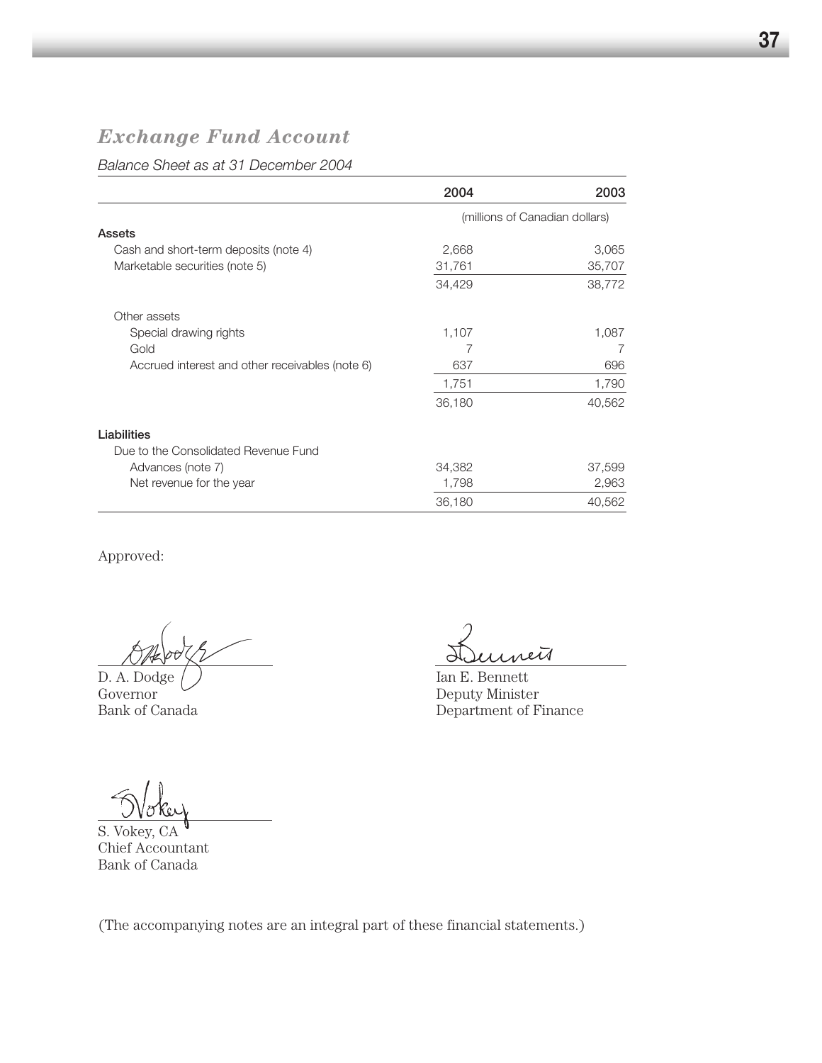## *Exchange Fund Account*

*Balance Sheet as at 31 December 2004*

| | 2004 | 2003 |
|---|---|---|
| | (millions of Canadian dollars) | |
| **Assets** | | |
| Cash and short-term deposits (note 4) | 2,668 | 3,065 |
| Marketable securities (note 5) | 31,761 | 35,707 |
| | 34,429 | 38,772 |
| Other assets | | |
| Special drawing rights | 1,107 | 1,087 |
| Gold | 7 | 7 |
| Accrued interest and other receivables (note 6) | 637 | 696 |
| | 1,751 | 1,790 |
| | 36,180 | 40,562 |
| **Liabilities** | | |
| Due to the Consolidated Revenue Fund | | |
| Advances (note 7) | 34,382 | 37,599 |
| Net revenue for the year | 1,798 | 2,963 |
| | 36,180 | 40,562 |

Approved:

D. A. Dodge
Governor
Bank of Canada

Ian E. Bennett
Deputy Minister
Department of Finance

S. Vokey, CA
Chief Accountant
Bank of Canada

(The accompanying notes are an integral part of these financial statements.)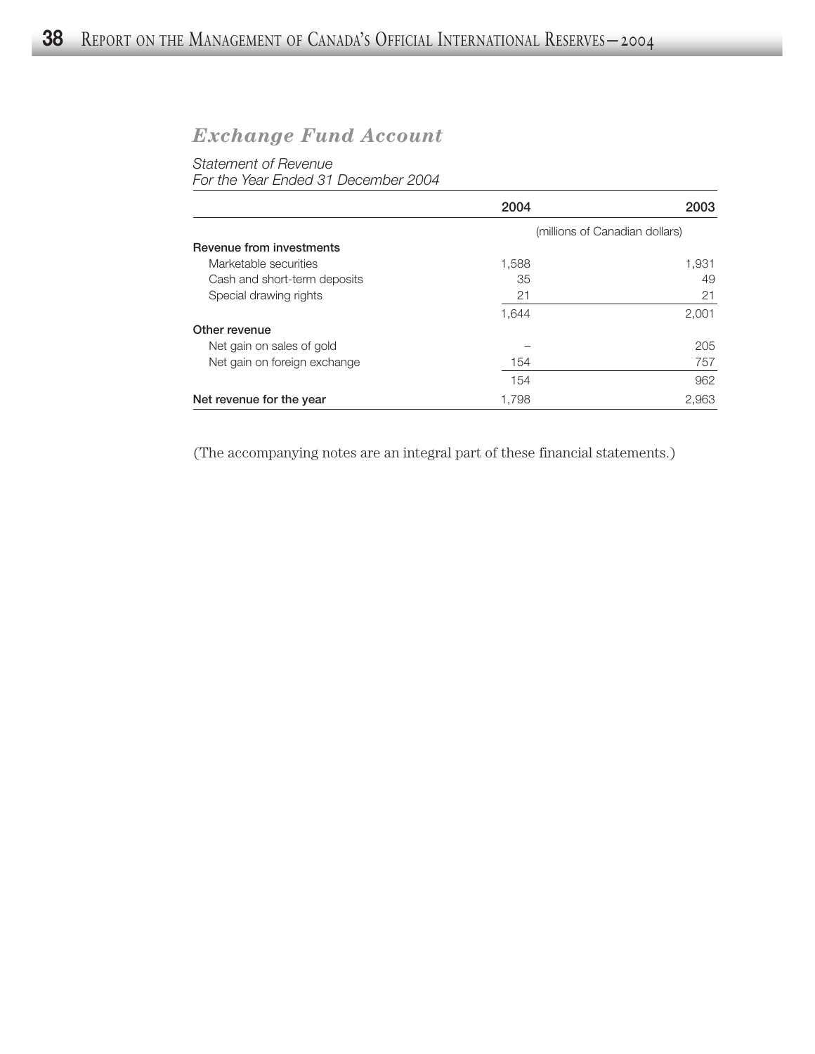## *Exchange Fund Account*

*Statement of Revenue*
*For the Year Ended 31 December 2004*

| | 2004 | 2003 |
|---|---|---|
| | (millions of Canadian dollars) | |
| **Revenue from investments** | | |
| Marketable securities | 1,588 | 1,931 |
| Cash and short-term deposits | 35 | 49 |
| Special drawing rights | 21 | 21 |
| | 1,644 | 2,001 |
| **Other revenue** | | |
| Net gain on sales of gold | – | 205 |
| Net gain on foreign exchange | 154 | 757 |
| | 154 | 962 |
| **Net revenue for the year** | 1,798 | 2,963 |

(The accompanying notes are an integral part of these financial statements.)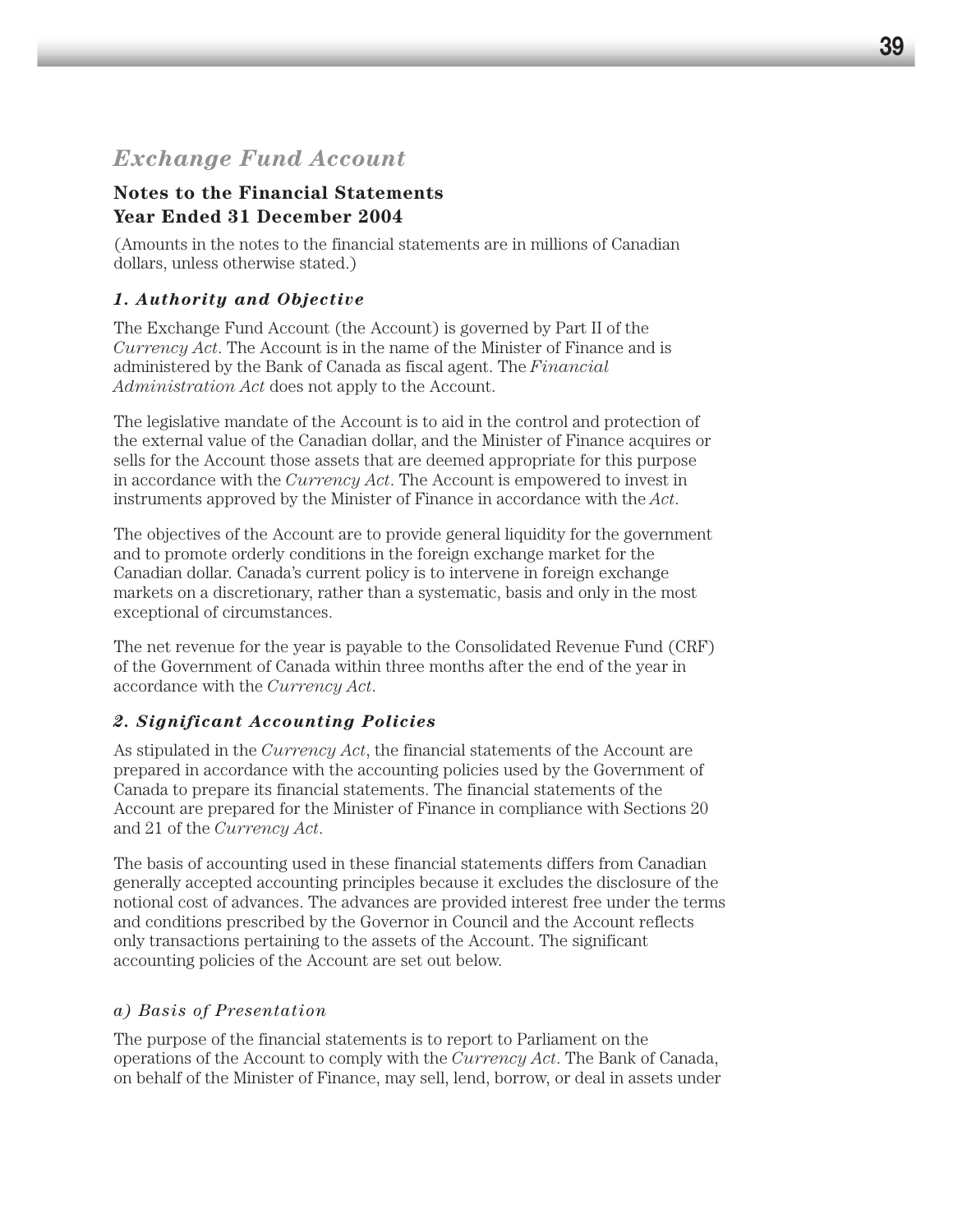# *Exchange Fund Account*

## Notes to the Financial Statements
## Year Ended 31 December 2004

(Amounts in the notes to the financial statements are in millions of Canadian dollars, unless otherwise stated.)

### *1. Authority and Objective*

The Exchange Fund Account (the Account) is governed by Part II of the *Currency Act*. The Account is in the name of the Minister of Finance and is administered by the Bank of Canada as fiscal agent. The *Financial Administration Act* does not apply to the Account.

The legislative mandate of the Account is to aid in the control and protection of the external value of the Canadian dollar, and the Minister of Finance acquires or sells for the Account those assets that are deemed appropriate for this purpose in accordance with the *Currency Act*. The Account is empowered to invest in instruments approved by the Minister of Finance in accordance with the *Act*.

The objectives of the Account are to provide general liquidity for the government and to promote orderly conditions in the foreign exchange market for the Canadian dollar. Canada's current policy is to intervene in foreign exchange markets on a discretionary, rather than a systematic, basis and only in the most exceptional of circumstances.

The net revenue for the year is payable to the Consolidated Revenue Fund (CRF) of the Government of Canada within three months after the end of the year in accordance with the *Currency Act*.

### *2. Significant Accounting Policies*

As stipulated in the *Currency Act*, the financial statements of the Account are prepared in accordance with the accounting policies used by the Government of Canada to prepare its financial statements. The financial statements of the Account are prepared for the Minister of Finance in compliance with Sections 20 and 21 of the *Currency Act*.

The basis of accounting used in these financial statements differs from Canadian generally accepted accounting principles because it excludes the disclosure of the notional cost of advances. The advances are provided interest free under the terms and conditions prescribed by the Governor in Council and the Account reflects only transactions pertaining to the assets of the Account. The significant accounting policies of the Account are set out below.

#### *a) Basis of Presentation*

The purpose of the financial statements is to report to Parliament on the operations of the Account to comply with the *Currency Act*. The Bank of Canada, on behalf of the Minister of Finance, may sell, lend, borrow, or deal in assets under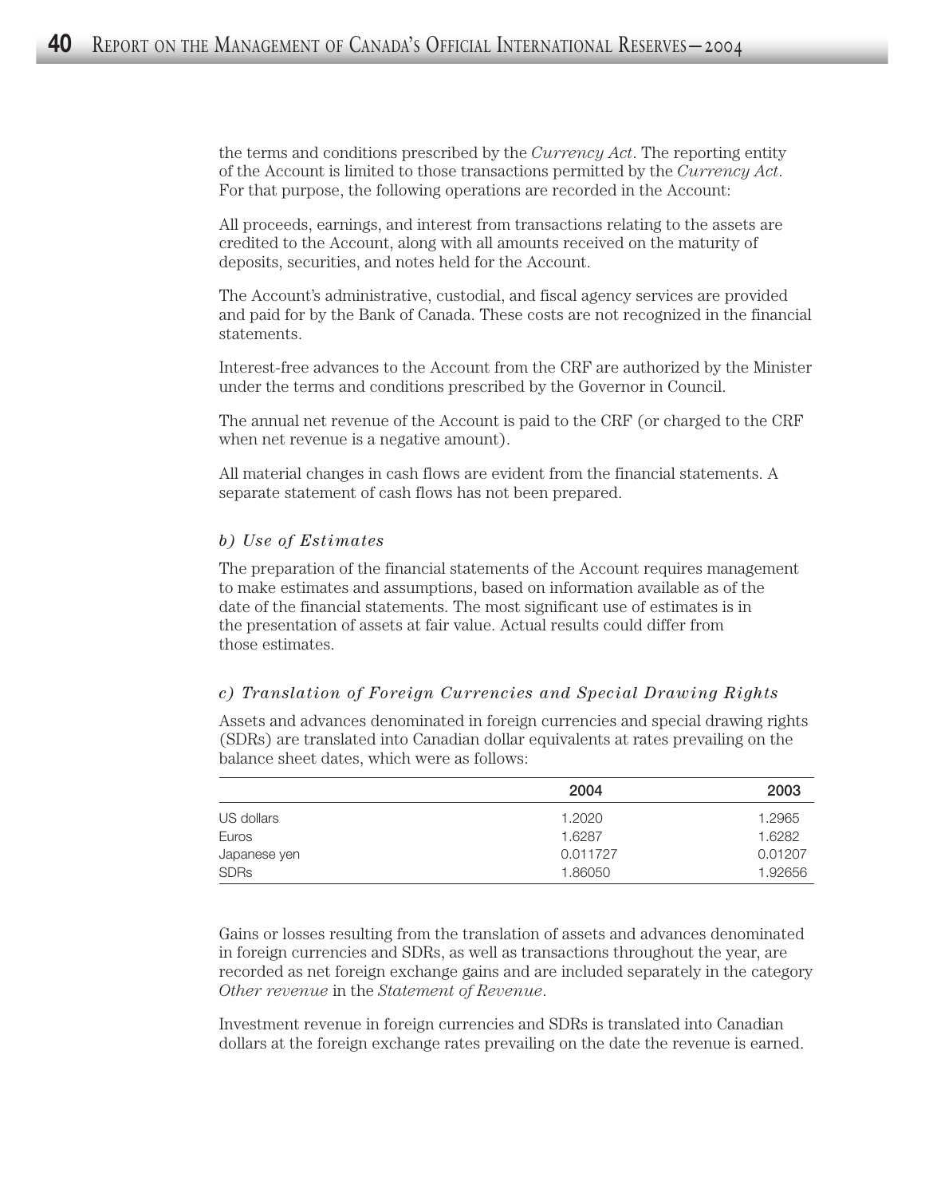the terms and conditions prescribed by the *Currency Act*. The reporting entity of the Account is limited to those transactions permitted by the *Currency Act*. For that purpose, the following operations are recorded in the Account:

All proceeds, earnings, and interest from transactions relating to the assets are credited to the Account, along with all amounts received on the maturity of deposits, securities, and notes held for the Account.

The Account's administrative, custodial, and fiscal agency services are provided and paid for by the Bank of Canada. These costs are not recognized in the financial statements.

Interest-free advances to the Account from the CRF are authorized by the Minister under the terms and conditions prescribed by the Governor in Council.

The annual net revenue of the Account is paid to the CRF (or charged to the CRF when net revenue is a negative amount).

All material changes in cash flows are evident from the financial statements. A separate statement of cash flows has not been prepared.

### *b) Use of Estimates*

The preparation of the financial statements of the Account requires management to make estimates and assumptions, based on information available as of the date of the financial statements. The most significant use of estimates is in the presentation of assets at fair value. Actual results could differ from those estimates.

### *c) Translation of Foreign Currencies and Special Drawing Rights*

Assets and advances denominated in foreign currencies and special drawing rights (SDRs) are translated into Canadian dollar equivalents at rates prevailing on the balance sheet dates, which were as follows:

| | 2004 | 2003 |
|---|---|---|
| US dollars | 1.2020 | 1.2965 |
| Euros | 1.6287 | 1.6282 |
| Japanese yen | 0.011727 | 0.01207 |
| SDRs | 1.86050 | 1.92656 |

Gains or losses resulting from the translation of assets and advances denominated in foreign currencies and SDRs, as well as transactions throughout the year, are recorded as net foreign exchange gains and are included separately in the category *Other revenue* in the *Statement of Revenue*.

Investment revenue in foreign currencies and SDRs is translated into Canadian dollars at the foreign exchange rates prevailing on the date the revenue is earned.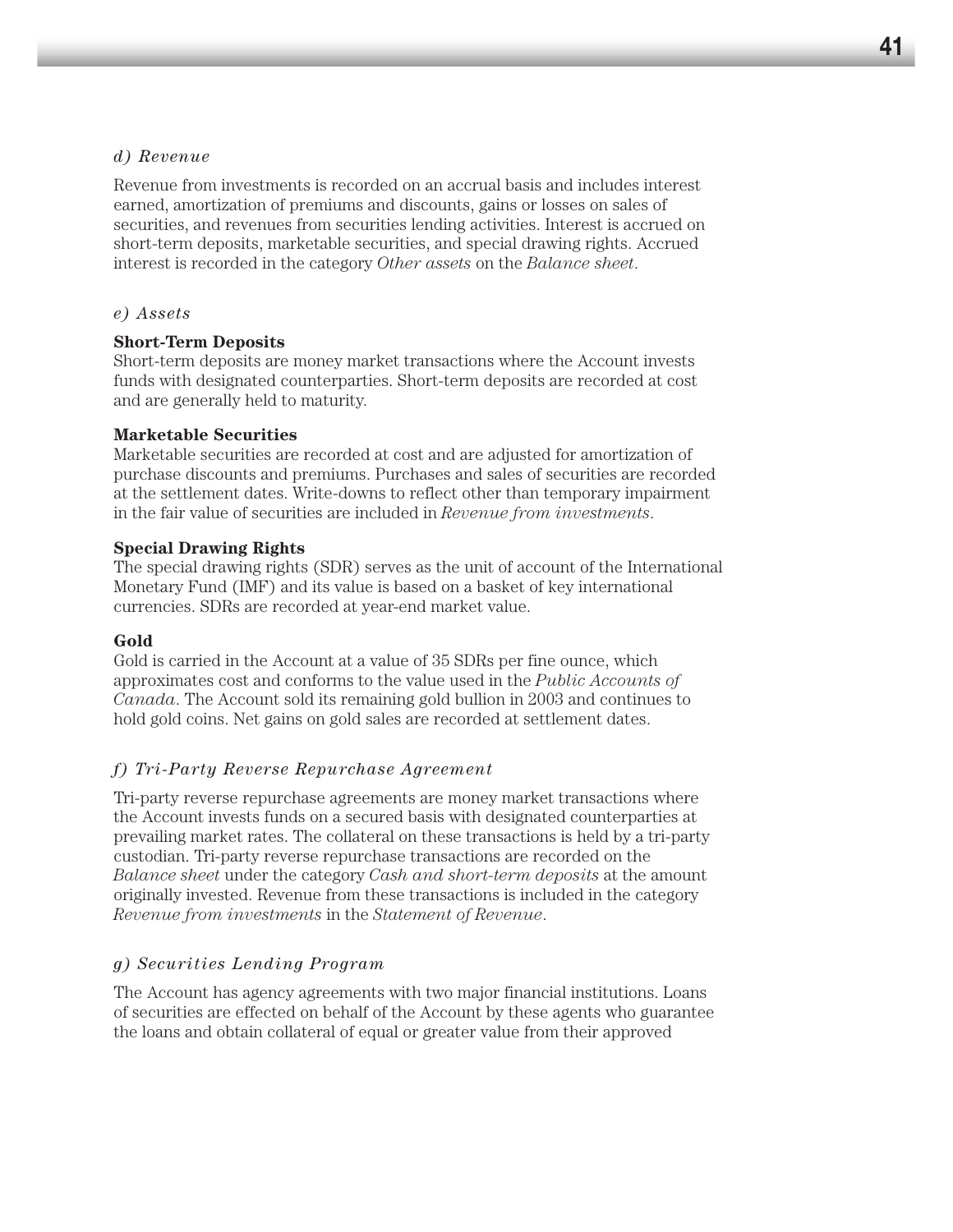*d) Revenue*

Revenue from investments is recorded on an accrual basis and includes interest earned, amortization of premiums and discounts, gains or losses on sales of securities, and revenues from securities lending activities. Interest is accrued on short-term deposits, marketable securities, and special drawing rights. Accrued interest is recorded in the category *Other assets* on the *Balance sheet*.

*e) Assets*

**Short-Term Deposits**
Short-term deposits are money market transactions where the Account invests funds with designated counterparties. Short-term deposits are recorded at cost and are generally held to maturity.

**Marketable Securities**
Marketable securities are recorded at cost and are adjusted for amortization of purchase discounts and premiums. Purchases and sales of securities are recorded at the settlement dates. Write-downs to reflect other than temporary impairment in the fair value of securities are included in *Revenue from investments*.

**Special Drawing Rights**
The special drawing rights (SDR) serves as the unit of account of the International Monetary Fund (IMF) and its value is based on a basket of key international currencies. SDRs are recorded at year-end market value.

**Gold**
Gold is carried in the Account at a value of 35 SDRs per fine ounce, which approximates cost and conforms to the value used in the *Public Accounts of Canada*. The Account sold its remaining gold bullion in 2003 and continues to hold gold coins. Net gains on gold sales are recorded at settlement dates.

*f) Tri-Party Reverse Repurchase Agreement*

Tri-party reverse repurchase agreements are money market transactions where the Account invests funds on a secured basis with designated counterparties at prevailing market rates. The collateral on these transactions is held by a tri-party custodian. Tri-party reverse repurchase transactions are recorded on the *Balance sheet* under the category *Cash and short-term deposits* at the amount originally invested. Revenue from these transactions is included in the category *Revenue from investments* in the *Statement of Revenue*.

*g) Securities Lending Program*

The Account has agency agreements with two major financial institutions. Loans of securities are effected on behalf of the Account by these agents who guarantee the loans and obtain collateral of equal or greater value from their approved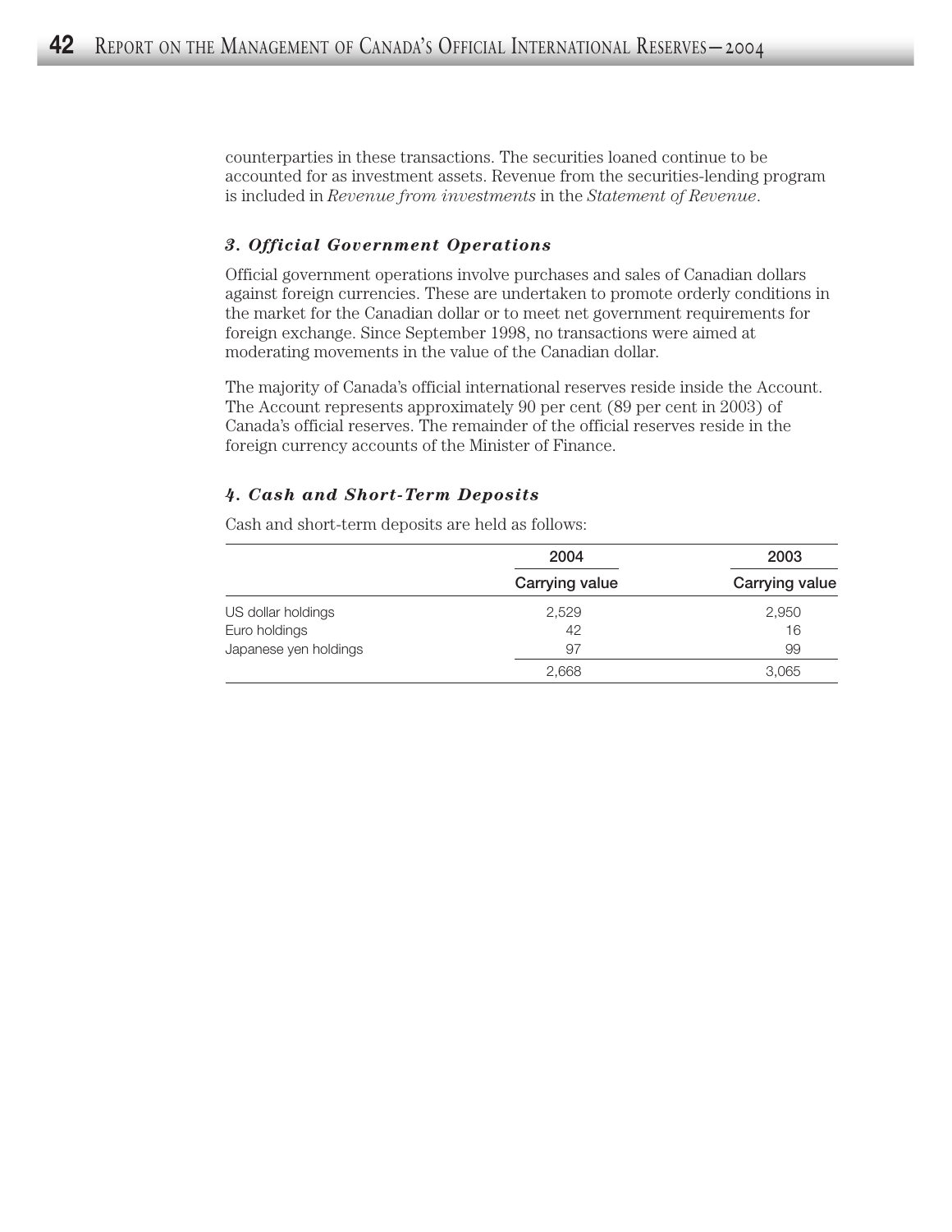counterparties in these transactions. The securities loaned continue to be accounted for as investment assets. Revenue from the securities-lending program is included in *Revenue from investments* in the *Statement of Revenue*.

### *3. Official Government Operations*

Official government operations involve purchases and sales of Canadian dollars against foreign currencies. These are undertaken to promote orderly conditions in the market for the Canadian dollar or to meet net government requirements for foreign exchange. Since September 1998, no transactions were aimed at moderating movements in the value of the Canadian dollar.

The majority of Canada's official international reserves reside inside the Account. The Account represents approximately 90 per cent (89 per cent in 2003) of Canada's official reserves. The remainder of the official reserves reside in the foreign currency accounts of the Minister of Finance.

### *4. Cash and Short-Term Deposits*

Cash and short-term deposits are held as follows:

| | 2004 | 2003 |
|---|---|---|
| | Carrying value | Carrying value |
| US dollar holdings | 2,529 | 2,950 |
| Euro holdings | 42 | 16 |
| Japanese yen holdings | 97 | 99 |
| | 2,668 | 3,065 |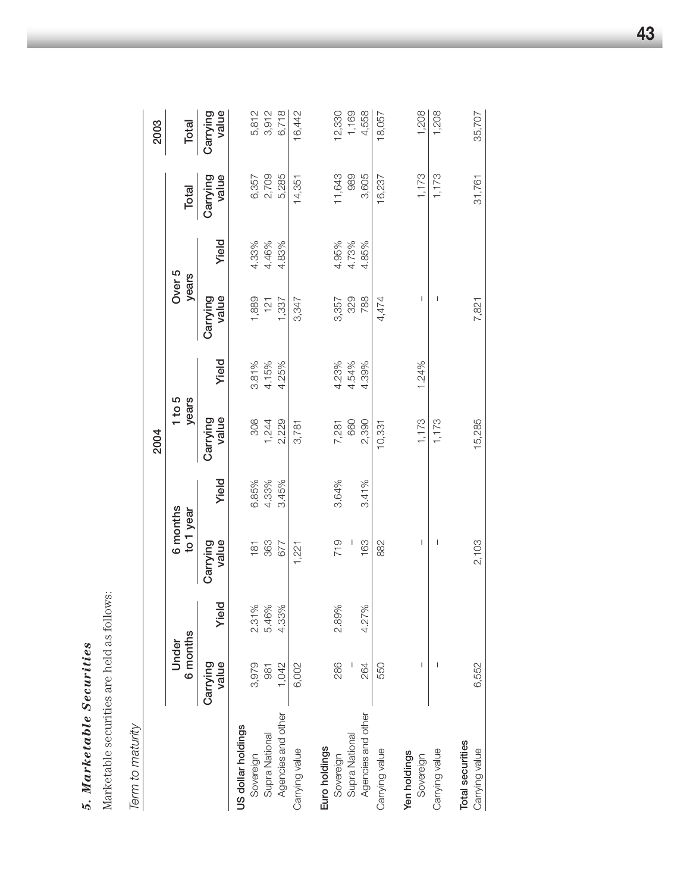## *5. Marketable Securities*

Marketable securities are held as follows:

*Term to maturity*

| | 2004 | | | | | | | | | 2003 |
|---|---|---|---|---|---|---|---|---|---|---|
| | Under 6 months | | 6 months to 1 year | | 1 to 5 years | | Over 5 years | | Total | Total |
| | Carrying value | Yield | Carrying value | Yield | Carrying value | Yield | Carrying value | Yield | Carrying value | Carrying value |
| **US dollar holdings** | | | | | | | | | | |
| Sovereign | 3,979 | 2.31% | 181 | 6.85% | 308 | 3.81% | 1,889 | 4.33% | 6,357 | 5,812 |
| Supra National | 981 | 5.46% | 363 | 4.33% | 1,244 | 4.15% | 121 | 4.46% | 2,709 | 3,912 |
| Agencies and other | 1,042 | 4.33% | 677 | 3.45% | 2,229 | 4.25% | 1,337 | 4.83% | 5,285 | 6,718 |
| Carrying value | 6,002 | | 1,221 | | 3,781 | | 3,347 | | 14,351 | 16,442 |
| **Euro holdings** | | | | | | | | | | |
| Sovereign | 286 | 2.89% | 719 | 3.64% | 7,281 | 4.23% | 3,357 | 4.95% | 11,643 | 12,330 |
| Supra National | – | | – | | 660 | 4.54% | 329 | 4.73% | 989 | 1,169 |
| Agencies and other | 264 | 4.27% | 163 | 3.41% | 2,390 | 4.39% | 788 | 4.85% | 3,605 | 4,558 |
| Carrying value | 550 | | 882 | | 10,331 | | 4,474 | | 16,237 | 18,057 |
| **Yen holdings** | | | | | | | | | | |
| Sovereign | – | | – | | 1,173 | 1.24% | – | | 1,173 | 1,208 |
| Carrying value | – | | – | | 1,173 | | – | | 1,173 | 1,208 |
| **Total securities** | | | | | | | | | | |
| Carrying value | 6,552 | | 2,103 | | 15,285 | | 7,821 | | 31,761 | 35,707 |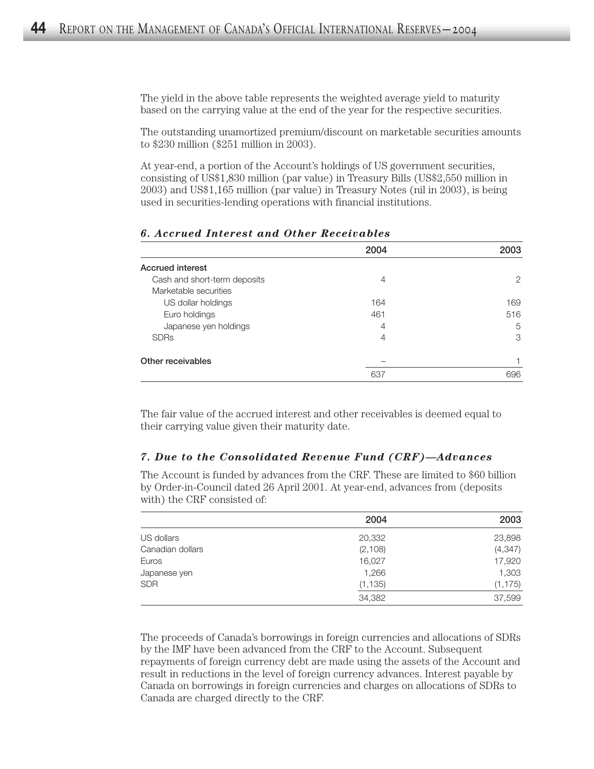The yield in the above table represents the weighted average yield to maturity based on the carrying value at the end of the year for the respective securities.

The outstanding unamortized premium/discount on marketable securities amounts to $230 million ($251 million in 2003).

At year-end, a portion of the Account's holdings of US government securities, consisting of US$1,830 million (par value) in Treasury Bills (US$2,550 million in 2003) and US$1,165 million (par value) in Treasury Notes (nil in 2003), is being used in securities-lending operations with financial institutions.

### *6. Accrued Interest and Other Receivables*

| | 2004 | 2003 |
|---|---|---|
| **Accrued interest** | | |
| Cash and short-term deposits | 4 | 2 |
| Marketable securities | | |
| US dollar holdings | 164 | 169 |
| Euro holdings | 461 | 516 |
| Japanese yen holdings | 4 | 5 |
| SDRs | 4 | 3 |
| **Other receivables** | – | 1 |
| | 637 | 696 |

The fair value of the accrued interest and other receivables is deemed equal to their carrying value given their maturity date.

### *7. Due to the Consolidated Revenue Fund (CRF)—Advances*

The Account is funded by advances from the CRF. These are limited to $60 billion by Order-in-Council dated 26 April 2001. At year-end, advances from (deposits with) the CRF consisted of:

| | 2004 | 2003 |
|---|---|---|
| US dollars | 20,332 | 23,898 |
| Canadian dollars | (2,108) | (4,347) |
| Euros | 16,027 | 17,920 |
| Japanese yen | 1,266 | 1,303 |
| SDR | (1,135) | (1,175) |
| | 34,382 | 37,599 |

The proceeds of Canada's borrowings in foreign currencies and allocations of SDRs by the IMF have been advanced from the CRF to the Account. Subsequent repayments of foreign currency debt are made using the assets of the Account and result in reductions in the level of foreign currency advances. Interest payable by Canada on borrowings in foreign currencies and charges on allocations of SDRs to Canada are charged directly to the CRF.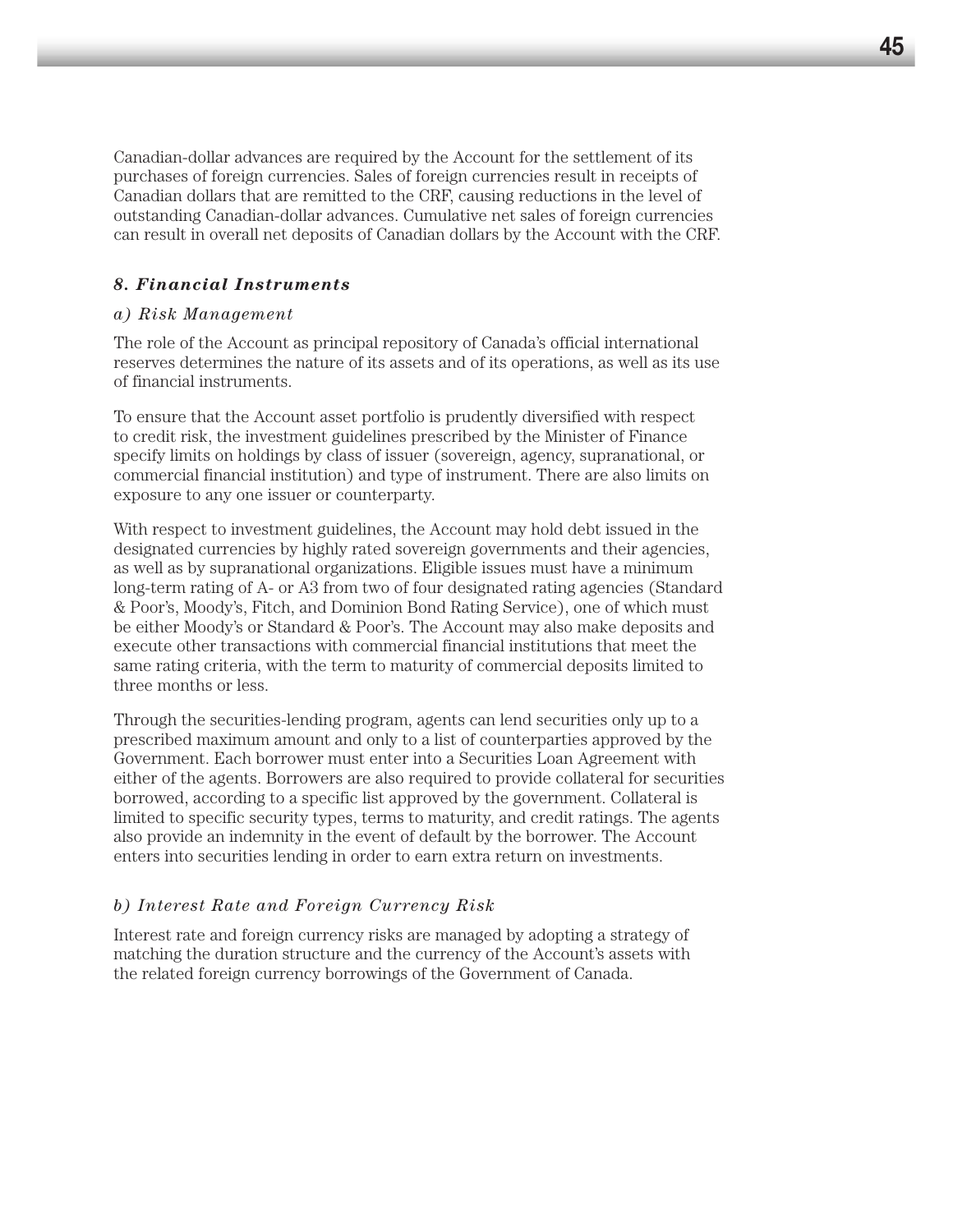Canadian-dollar advances are required by the Account for the settlement of its purchases of foreign currencies. Sales of foreign currencies result in receipts of Canadian dollars that are remitted to the CRF, causing reductions in the level of outstanding Canadian-dollar advances. Cumulative net sales of foreign currencies can result in overall net deposits of Canadian dollars by the Account with the CRF.

### *8. Financial Instruments*

#### *a) Risk Management*

The role of the Account as principal repository of Canada's official international reserves determines the nature of its assets and of its operations, as well as its use of financial instruments.

To ensure that the Account asset portfolio is prudently diversified with respect to credit risk, the investment guidelines prescribed by the Minister of Finance specify limits on holdings by class of issuer (sovereign, agency, supranational, or commercial financial institution) and type of instrument. There are also limits on exposure to any one issuer or counterparty.

With respect to investment guidelines, the Account may hold debt issued in the designated currencies by highly rated sovereign governments and their agencies, as well as by supranational organizations. Eligible issues must have a minimum long-term rating of A- or A3 from two of four designated rating agencies (Standard & Poor's, Moody's, Fitch, and Dominion Bond Rating Service), one of which must be either Moody's or Standard & Poor's. The Account may also make deposits and execute other transactions with commercial financial institutions that meet the same rating criteria, with the term to maturity of commercial deposits limited to three months or less.

Through the securities-lending program, agents can lend securities only up to a prescribed maximum amount and only to a list of counterparties approved by the Government. Each borrower must enter into a Securities Loan Agreement with either of the agents. Borrowers are also required to provide collateral for securities borrowed, according to a specific list approved by the government. Collateral is limited to specific security types, terms to maturity, and credit ratings. The agents also provide an indemnity in the event of default by the borrower. The Account enters into securities lending in order to earn extra return on investments.

#### *b) Interest Rate and Foreign Currency Risk*

Interest rate and foreign currency risks are managed by adopting a strategy of matching the duration structure and the currency of the Account's assets with the related foreign currency borrowings of the Government of Canada.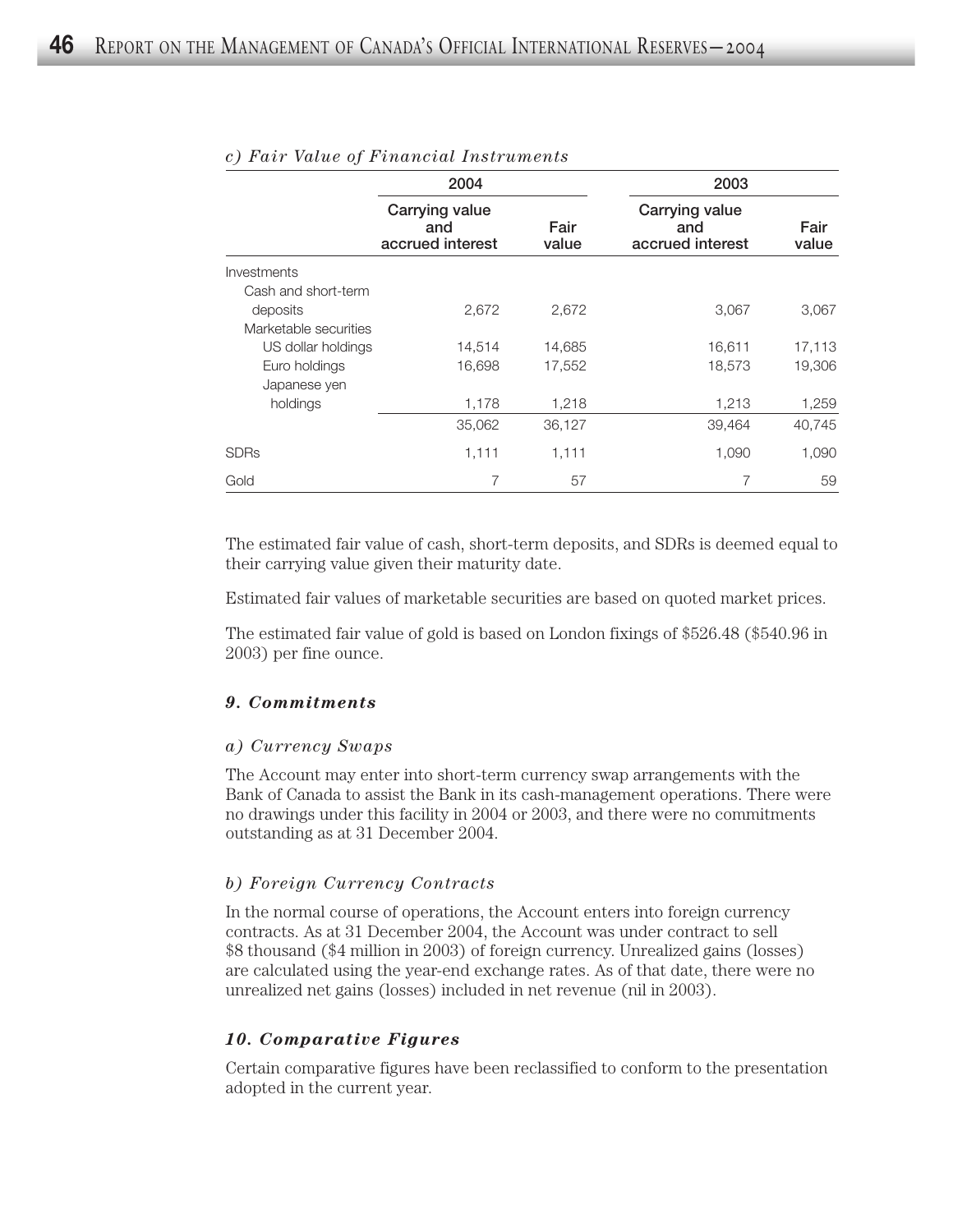*c) Fair Value of Financial Instruments*

| | 2004 | | 2003 | |
|---|---|---|---|---|
| | Carrying value and accrued interest | Fair value | Carrying value and accrued interest | Fair value |
| Investments | | | | |
| Cash and short-term deposits | 2,672 | 2,672 | 3,067 | 3,067 |
| Marketable securities | | | | |
| US dollar holdings | 14,514 | 14,685 | 16,611 | 17,113 |
| Euro holdings | 16,698 | 17,552 | 18,573 | 19,306 |
| Japanese yen holdings | 1,178 | 1,218 | 1,213 | 1,259 |
| | 35,062 | 36,127 | 39,464 | 40,745 |
| SDRs | 1,111 | 1,111 | 1,090 | 1,090 |
| Gold | 7 | 57 | 7 | 59 |

The estimated fair value of cash, short-term deposits, and SDRs is deemed equal to their carrying value given their maturity date.

Estimated fair values of marketable securities are based on quoted market prices.

The estimated fair value of gold is based on London fixings of $526.48 ($540.96 in 2003) per fine ounce.

### *9. Commitments*

#### *a) Currency Swaps*

The Account may enter into short-term currency swap arrangements with the Bank of Canada to assist the Bank in its cash-management operations. There were no drawings under this facility in 2004 or 2003, and there were no commitments outstanding as at 31 December 2004.

#### *b) Foreign Currency Contracts*

In the normal course of operations, the Account enters into foreign currency contracts. As at 31 December 2004, the Account was under contract to sell $8 thousand ($4 million in 2003) of foreign currency. Unrealized gains (losses) are calculated using the year-end exchange rates. As of that date, there were no unrealized net gains (losses) included in net revenue (nil in 2003).

### *10. Comparative Figures*

Certain comparative figures have been reclassified to conform to the presentation adopted in the current year.